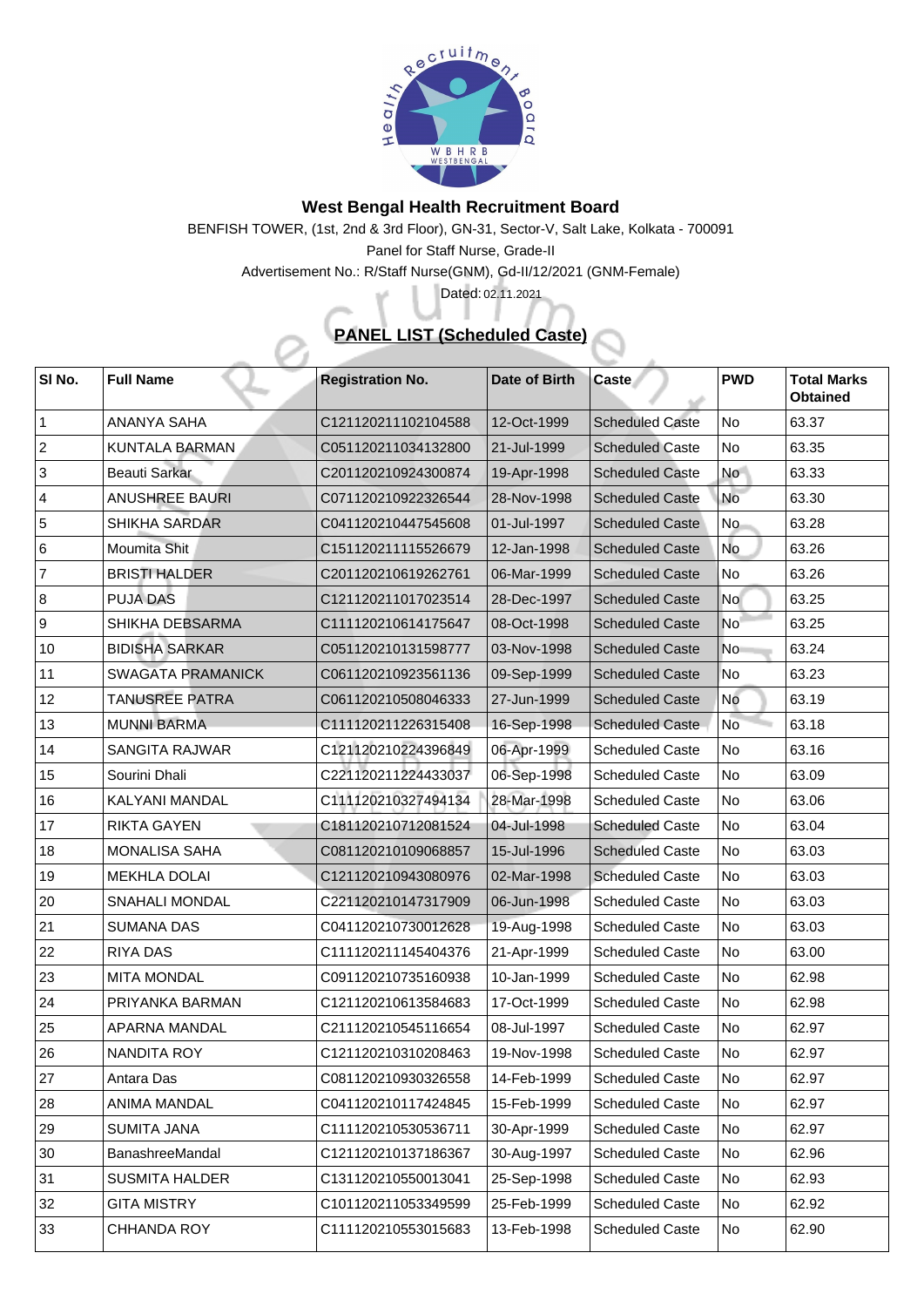# West Bengal Health Recruitment Board

BENFISH TOWER, (1st, 2nd & 3rd Floor), GN-31, Sector-V, Salt Lake, Kolkata - 700091

Panel for Staff Nurse, Grade-II

Advertisement No.: R/Staff Nurse(GNM), Gd-II/12/2021 (GNM-Female)

Dated: 02.11.2021

## PANEL LIST (Scheduled Caste)

| Sl No. | Full Name | Registration No. | Date of Birth | Caste | PWD | Total Marks Obtained |
|---|---|---|---|---|---|---|
| 1 | ANANYA SAHA | C121120211102104588 | 12-Oct-1999 | Scheduled Caste | No | 63.37 |
| 2 | KUNTALA BARMAN | C051120211034132800 | 21-Jul-1999 | Scheduled Caste | No | 63.35 |
| 3 | Beauti Sarkar | C201120210924300874 | 19-Apr-1998 | Scheduled Caste | No | 63.33 |
| 4 | ANUSHREE BAURI | C071120210922326544 | 28-Nov-1998 | Scheduled Caste | No | 63.30 |
| 5 | SHIKHA SARDAR | C041120210447545608 | 01-Jul-1997 | Scheduled Caste | No | 63.28 |
| 6 | Moumita Shit | C151120211115526679 | 12-Jan-1998 | Scheduled Caste | No | 63.26 |
| 7 | BRISTI HALDER | C201120210619262761 | 06-Mar-1999 | Scheduled Caste | No | 63.26 |
| 8 | PUJA DAS | C121120211017023514 | 28-Dec-1997 | Scheduled Caste | No | 63.25 |
| 9 | SHIKHA DEBSARMA | C111120210614175647 | 08-Oct-1998 | Scheduled Caste | No | 63.25 |
| 10 | BIDISHA SARKAR | C051120210131598777 | 03-Nov-1998 | Scheduled Caste | No | 63.24 |
| 11 | SWAGATA PRAMANICK | C061120210923561136 | 09-Sep-1999 | Scheduled Caste | No | 63.23 |
| 12 | TANUSREE PATRA | C061120210508046333 | 27-Jun-1999 | Scheduled Caste | No | 63.19 |
| 13 | MUNNI BARMA | C111120211226315408 | 16-Sep-1998 | Scheduled Caste | No | 63.18 |
| 14 | SANGITA RAJWAR | C121120210224396849 | 06-Apr-1999 | Scheduled Caste | No | 63.16 |
| 15 | Sourini Dhali | C221120211224433037 | 06-Sep-1998 | Scheduled Caste | No | 63.09 |
| 16 | KALYANI MANDAL | C111120210327494134 | 28-Mar-1998 | Scheduled Caste | No | 63.06 |
| 17 | RIKTA GAYEN | C181120210712081524 | 04-Jul-1998 | Scheduled Caste | No | 63.04 |
| 18 | MONALISA SAHA | C081120210109068857 | 15-Jul-1996 | Scheduled Caste | No | 63.03 |
| 19 | MEKHLA DOLAI | C121120210943080976 | 02-Mar-1998 | Scheduled Caste | No | 63.03 |
| 20 | SNAHALI MONDAL | C221120210147317909 | 06-Jun-1998 | Scheduled Caste | No | 63.03 |
| 21 | SUMANA DAS | C041120210730012628 | 19-Aug-1998 | Scheduled Caste | No | 63.03 |
| 22 | RIYA DAS | C111120211145404376 | 21-Apr-1999 | Scheduled Caste | No | 63.00 |
| 23 | MITA MONDAL | C091120210735160938 | 10-Jan-1999 | Scheduled Caste | No | 62.98 |
| 24 | PRIYANKA BARMAN | C121120210613584683 | 17-Oct-1999 | Scheduled Caste | No | 62.98 |
| 25 | APARNA MANDAL | C211120210545116654 | 08-Jul-1997 | Scheduled Caste | No | 62.97 |
| 26 | NANDITA ROY | C121120210310208463 | 19-Nov-1998 | Scheduled Caste | No | 62.97 |
| 27 | Antara Das | C081120210930326558 | 14-Feb-1999 | Scheduled Caste | No | 62.97 |
| 28 | ANIMA MANDAL | C041120210117424845 | 15-Feb-1999 | Scheduled Caste | No | 62.97 |
| 29 | SUMITA JANA | C111120210530536711 | 30-Apr-1999 | Scheduled Caste | No | 62.97 |
| 30 | BanashreeMandal | C121120210137186367 | 30-Aug-1997 | Scheduled Caste | No | 62.96 |
| 31 | SUSMITA HALDER | C131120210550013041 | 25-Sep-1998 | Scheduled Caste | No | 62.93 |
| 32 | GITA MISTRY | C101120211053349599 | 25-Feb-1999 | Scheduled Caste | No | 62.92 |
| 33 | CHHANDA ROY | C111120210553015683 | 13-Feb-1998 | Scheduled Caste | No | 62.90 |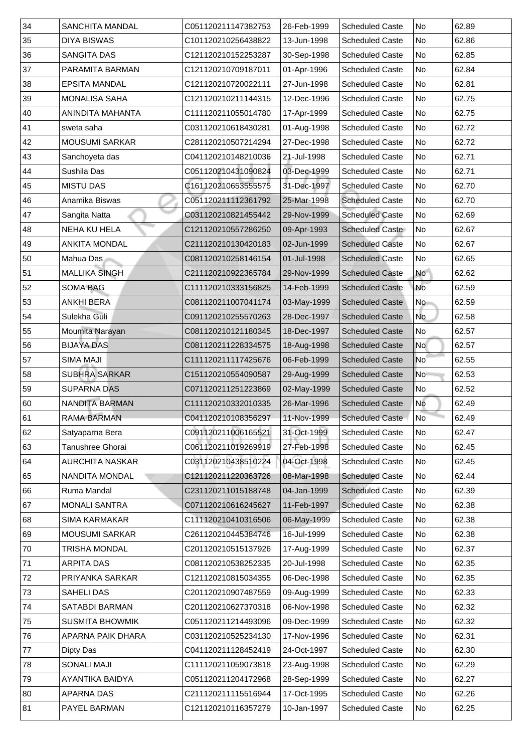| 34 | SANCHITA MANDAL | C051120211147382753 | 26-Feb-1999 | Scheduled Caste | No | 62.89 |
|---|---|---|---|---|---|---|
| 35 | DIYA BISWAS | C101120210256438822 | 13-Jun-1998 | Scheduled Caste | No | 62.86 |
| 36 | SANGITA DAS | C121120210152253287 | 30-Sep-1998 | Scheduled Caste | No | 62.85 |
| 37 | PARAMITA BARMAN | C121120210709187011 | 01-Apr-1996 | Scheduled Caste | No | 62.84 |
| 38 | EPSITA MANDAL | C121120210720022111 | 27-Jun-1998 | Scheduled Caste | No | 62.81 |
| 39 | MONALISA SAHA | C121120210211144315 | 12-Dec-1996 | Scheduled Caste | No | 62.75 |
| 40 | ANINDITA MAHANTA | C111120211055014780 | 17-Apr-1999 | Scheduled Caste | No | 62.75 |
| 41 | sweta saha | C031120210618430281 | 01-Aug-1998 | Scheduled Caste | No | 62.72 |
| 42 | MOUSUMI SARKAR | C281120210507214294 | 27-Dec-1998 | Scheduled Caste | No | 62.72 |
| 43 | Sanchoyeta das | C041120210148210036 | 21-Jul-1998 | Scheduled Caste | No | 62.71 |
| 44 | Sushila Das | C051120210431090824 | 03-Dec-1999 | Scheduled Caste | No | 62.71 |
| 45 | MISTU DAS | C161120210653555575 | 31-Dec-1997 | Scheduled Caste | No | 62.70 |
| 46 | Anamika Biswas | C051120211112361792 | 25-Mar-1998 | Scheduled Caste | No | 62.70 |
| 47 | Sangita Natta | C031120210821455442 | 29-Nov-1999 | Scheduled Caste | No | 62.69 |
| 48 | NEHA KU HELA | C121120210557286250 | 09-Apr-1993 | Scheduled Caste | No | 62.67 |
| 49 | ANKITA MONDAL | C211120210130420183 | 02-Jun-1999 | Scheduled Caste | No | 62.67 |
| 50 | Mahua Das | C081120210258146154 | 01-Jul-1998 | Scheduled Caste | No | 62.65 |
| 51 | MALLIKA SINGH | C211120210922365784 | 29-Nov-1999 | Scheduled Caste | No | 62.62 |
| 52 | SOMA BAG | C111120210333156825 | 14-Feb-1999 | Scheduled Caste | No | 62.59 |
| 53 | ANKHI BERA | C081120211007041174 | 03-May-1999 | Scheduled Caste | No | 62.59 |
| 54 | Sulekha Guli | C091120210255570263 | 28-Dec-1997 | Scheduled Caste | No | 62.58 |
| 55 | Moumita Narayan | C081120210121180345 | 18-Dec-1997 | Scheduled Caste | No | 62.57 |
| 56 | BIJAYA DAS | C081120211228334575 | 18-Aug-1998 | Scheduled Caste | No | 62.57 |
| 57 | SIMA MAJI | C111120211117425676 | 06-Feb-1999 | Scheduled Caste | No | 62.55 |
| 58 | SUBHRA SARKAR | C151120210554090587 | 29-Aug-1999 | Scheduled Caste | No | 62.53 |
| 59 | SUPARNA DAS | C071120211251223869 | 02-May-1999 | Scheduled Caste | No | 62.52 |
| 60 | NANDITA BARMAN | C111120210332010335 | 26-Mar-1996 | Scheduled Caste | No | 62.49 |
| 61 | RAMA BARMAN | C041120210108356297 | 11-Nov-1999 | Scheduled Caste | No | 62.49 |
| 62 | Satyaparna Bera | C091120211006165521 | 31-Oct-1999 | Scheduled Caste | No | 62.47 |
| 63 | Tanushree Ghorai | C061120211019269919 | 27-Feb-1998 | Scheduled Caste | No | 62.45 |
| 64 | AURCHITA NASKAR | C031120210438510224 | 04-Oct-1998 | Scheduled Caste | No | 62.45 |
| 65 | NANDITA MONDAL | C121120211220363726 | 08-Mar-1998 | Scheduled Caste | No | 62.44 |
| 66 | Ruma Mandal | C231120211015188748 | 04-Jan-1999 | Scheduled Caste | No | 62.39 |
| 67 | MONALI SANTRA | C071120210616245627 | 11-Feb-1997 | Scheduled Caste | No | 62.38 |
| 68 | SIMA KARMAKAR | C111120210410316506 | 06-May-1999 | Scheduled Caste | No | 62.38 |
| 69 | MOUSUMI SARKAR | C261120210445384746 | 16-Jul-1999 | Scheduled Caste | No | 62.38 |
| 70 | TRISHA MONDAL | C201120210515137926 | 17-Aug-1999 | Scheduled Caste | No | 62.37 |
| 71 | ARPITA DAS | C081120210538252335 | 20-Jul-1998 | Scheduled Caste | No | 62.35 |
| 72 | PRIYANKA SARKAR | C121120210815034355 | 06-Dec-1998 | Scheduled Caste | No | 62.35 |
| 73 | SAHELI DAS | C201120210907487559 | 09-Aug-1999 | Scheduled Caste | No | 62.33 |
| 74 | SATABDI BARMAN | C201120210627370318 | 06-Nov-1998 | Scheduled Caste | No | 62.32 |
| 75 | SUSMITA BHOWMIK | C051120211214493096 | 09-Dec-1999 | Scheduled Caste | No | 62.32 |
| 76 | APARNA PAIK DHARA | C031120210525234130 | 17-Nov-1996 | Scheduled Caste | No | 62.31 |
| 77 | Dipty Das | C041120211128452419 | 24-Oct-1997 | Scheduled Caste | No | 62.30 |
| 78 | SONALI MAJI | C111120211059073818 | 23-Aug-1998 | Scheduled Caste | No | 62.29 |
| 79 | AYANTIKA BAIDYA | C051120211204172968 | 28-Sep-1999 | Scheduled Caste | No | 62.27 |
| 80 | APARNA DAS | C211120211115516944 | 17-Oct-1995 | Scheduled Caste | No | 62.26 |
| 81 | PAYEL BARMAN | C121120210116357279 | 10-Jan-1997 | Scheduled Caste | No | 62.25 |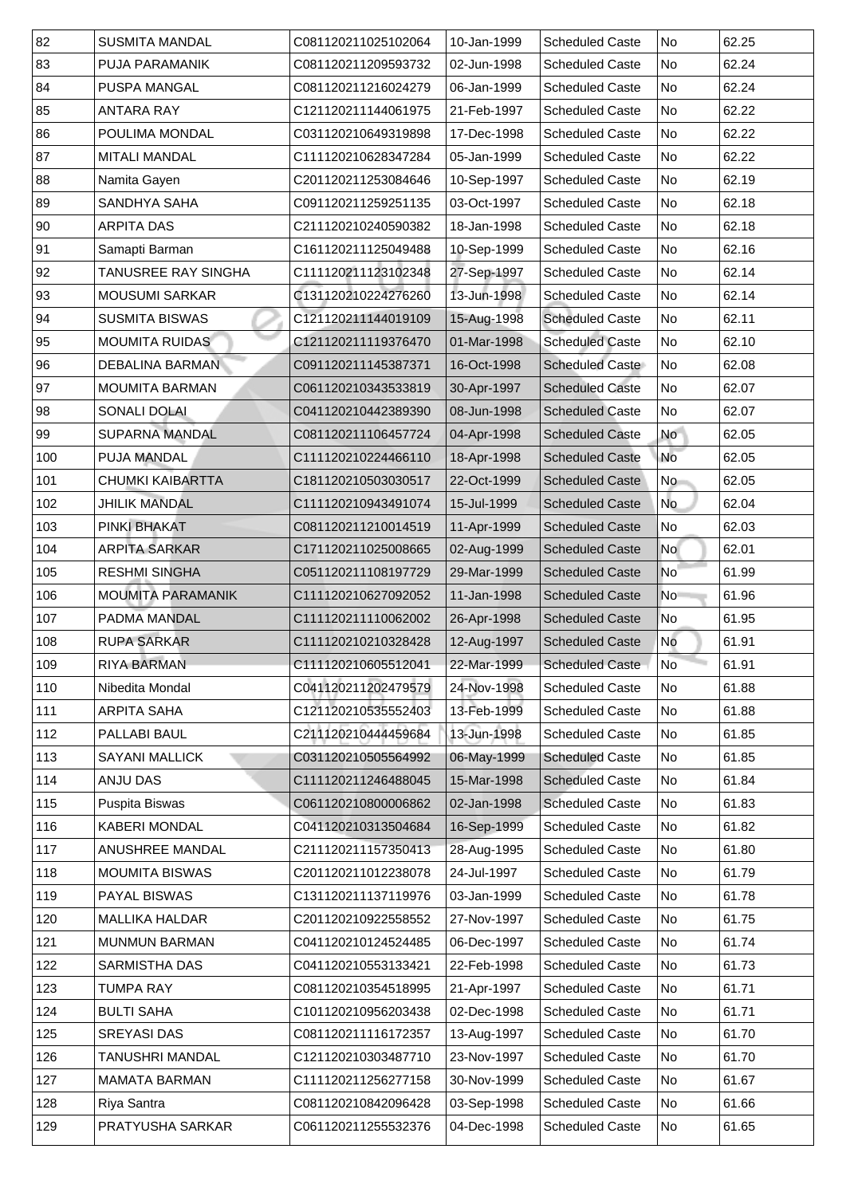| 82 | SUSMITA MANDAL | C081120211025102064 | 10-Jan-1999 | Scheduled Caste | No | 62.25 |
|---|---|---|---|---|---|---|
| 83 | PUJA PARAMANIK | C081120211209593732 | 02-Jun-1998 | Scheduled Caste | No | 62.24 |
| 84 | PUSPA MANGAL | C081120211216024279 | 06-Jan-1999 | Scheduled Caste | No | 62.24 |
| 85 | ANTARA RAY | C121120211144061975 | 21-Feb-1997 | Scheduled Caste | No | 62.22 |
| 86 | POULIMA MONDAL | C031120210649319898 | 17-Dec-1998 | Scheduled Caste | No | 62.22 |
| 87 | MITALI MANDAL | C111120210628347284 | 05-Jan-1999 | Scheduled Caste | No | 62.22 |
| 88 | Namita Gayen | C201120211253084646 | 10-Sep-1997 | Scheduled Caste | No | 62.19 |
| 89 | SANDHYA SAHA | C091120211259251135 | 03-Oct-1997 | Scheduled Caste | No | 62.18 |
| 90 | ARPITA DAS | C211120210240590382 | 18-Jan-1998 | Scheduled Caste | No | 62.18 |
| 91 | Samapti Barman | C161120211125049488 | 10-Sep-1999 | Scheduled Caste | No | 62.16 |
| 92 | TANUSREE RAY SINGHA | C111120211123102348 | 27-Sep-1997 | Scheduled Caste | No | 62.14 |
| 93 | MOUSUMI SARKAR | C131120210224276260 | 13-Jun-1998 | Scheduled Caste | No | 62.14 |
| 94 | SUSMITA BISWAS | C121120211144019109 | 15-Aug-1998 | Scheduled Caste | No | 62.11 |
| 95 | MOUMITA RUIDAS | C121120211119376470 | 01-Mar-1998 | Scheduled Caste | No | 62.10 |
| 96 | DEBALINA BARMAN | C091120211145387371 | 16-Oct-1998 | Scheduled Caste | No | 62.08 |
| 97 | MOUMITA BARMAN | C061120210343533819 | 30-Apr-1997 | Scheduled Caste | No | 62.07 |
| 98 | SONALI DOLAI | C041120210442389390 | 08-Jun-1998 | Scheduled Caste | No | 62.07 |
| 99 | SUPARNA MANDAL | C081120211106457724 | 04-Apr-1998 | Scheduled Caste | No | 62.05 |
| 100 | PUJA MANDAL | C111120210224466110 | 18-Apr-1998 | Scheduled Caste | No | 62.05 |
| 101 | CHUMKI KAIBARTTA | C181120210503030517 | 22-Oct-1999 | Scheduled Caste | No | 62.05 |
| 102 | JHILIK MANDAL | C111120210943491074 | 15-Jul-1999 | Scheduled Caste | No | 62.04 |
| 103 | PINKI BHAKAT | C081120211210014519 | 11-Apr-1999 | Scheduled Caste | No | 62.03 |
| 104 | ARPITA SARKAR | C171120211025008665 | 02-Aug-1999 | Scheduled Caste | No | 62.01 |
| 105 | RESHMI SINGHA | C051120211108197729 | 29-Mar-1999 | Scheduled Caste | No | 61.99 |
| 106 | MOUMITA PARAMANIK | C111120210627092052 | 11-Jan-1998 | Scheduled Caste | No | 61.96 |
| 107 | PADMA MANDAL | C111120211110062002 | 26-Apr-1998 | Scheduled Caste | No | 61.95 |
| 108 | RUPA SARKAR | C111120210210328428 | 12-Aug-1997 | Scheduled Caste | No | 61.91 |
| 109 | RIYA BARMAN | C111120210605512041 | 22-Mar-1999 | Scheduled Caste | No | 61.91 |
| 110 | Nibedita Mondal | C041120211202479579 | 24-Nov-1998 | Scheduled Caste | No | 61.88 |
| 111 | ARPITA SAHA | C121120210535552403 | 13-Feb-1999 | Scheduled Caste | No | 61.88 |
| 112 | PALLABI BAUL | C211120210444459684 | 13-Jun-1998 | Scheduled Caste | No | 61.85 |
| 113 | SAYANI MALLICK | C031120210505564992 | 06-May-1999 | Scheduled Caste | No | 61.85 |
| 114 | ANJU DAS | C111120211246488045 | 15-Mar-1998 | Scheduled Caste | No | 61.84 |
| 115 | Puspita Biswas | C061120210800006862 | 02-Jan-1998 | Scheduled Caste | No | 61.83 |
| 116 | KABERI MONDAL | C041120210313504684 | 16-Sep-1999 | Scheduled Caste | No | 61.82 |
| 117 | ANUSHREE MANDAL | C211120211157350413 | 28-Aug-1995 | Scheduled Caste | No | 61.80 |
| 118 | MOUMITA BISWAS | C201120211012238078 | 24-Jul-1997 | Scheduled Caste | No | 61.79 |
| 119 | PAYAL BISWAS | C131120211137119976 | 03-Jan-1999 | Scheduled Caste | No | 61.78 |
| 120 | MALLIKA HALDAR | C201120210922558552 | 27-Nov-1997 | Scheduled Caste | No | 61.75 |
| 121 | MUNMUN BARMAN | C041120210124524485 | 06-Dec-1997 | Scheduled Caste | No | 61.74 |
| 122 | SARMISTHA DAS | C041120210553133421 | 22-Feb-1998 | Scheduled Caste | No | 61.73 |
| 123 | TUMPA RAY | C081120210354518995 | 21-Apr-1997 | Scheduled Caste | No | 61.71 |
| 124 | BULTI SAHA | C101120210956203438 | 02-Dec-1998 | Scheduled Caste | No | 61.71 |
| 125 | SREYASI DAS | C081120211116172357 | 13-Aug-1997 | Scheduled Caste | No | 61.70 |
| 126 | TANUSHRI MANDAL | C121120210303487710 | 23-Nov-1997 | Scheduled Caste | No | 61.70 |
| 127 | MAMATA BARMAN | C111120211256277158 | 30-Nov-1999 | Scheduled Caste | No | 61.67 |
| 128 | Riya Santra | C081120210842096428 | 03-Sep-1998 | Scheduled Caste | No | 61.66 |
| 129 | PRATYUSHA SARKAR | C061120211255532376 | 04-Dec-1998 | Scheduled Caste | No | 61.65 |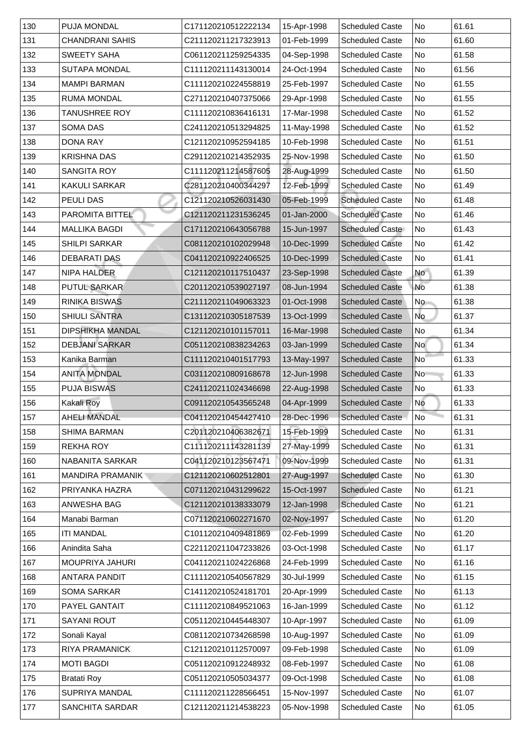| 130 | PUJA MONDAL | C171120210512222134 | 15-Apr-1998 | Scheduled Caste | No | 61.61 |
|---|---|---|---|---|---|---|
| 131 | CHANDRANI SAHIS | C211120211217323913 | 01-Feb-1999 | Scheduled Caste | No | 61.60 |
| 132 | SWEETY SAHA | C061120211259254335 | 04-Sep-1998 | Scheduled Caste | No | 61.58 |
| 133 | SUTAPA MONDAL | C111120211143130014 | 24-Oct-1994 | Scheduled Caste | No | 61.56 |
| 134 | MAMPI BARMAN | C111120210224558819 | 25-Feb-1997 | Scheduled Caste | No | 61.55 |
| 135 | RUMA MONDAL | C271120210407375066 | 29-Apr-1998 | Scheduled Caste | No | 61.55 |
| 136 | TANUSHREE ROY | C111120210836416131 | 17-Mar-1998 | Scheduled Caste | No | 61.52 |
| 137 | SOMA DAS | C241120210513294825 | 11-May-1998 | Scheduled Caste | No | 61.52 |
| 138 | DONA RAY | C121120210952594185 | 10-Feb-1998 | Scheduled Caste | No | 61.51 |
| 139 | KRISHNA DAS | C291120210214352935 | 25-Nov-1998 | Scheduled Caste | No | 61.50 |
| 140 | SANGITA ROY | C111120211214587605 | 28-Aug-1999 | Scheduled Caste | No | 61.50 |
| 141 | KAKULI SARKAR | C281120210400344297 | 12-Feb-1999 | Scheduled Caste | No | 61.49 |
| 142 | PEULI DAS | C121120210526031430 | 05-Feb-1999 | Scheduled Caste | No | 61.48 |
| 143 | PAROMITA BITTEL | C121120211231536245 | 01-Jan-2000 | Scheduled Caste | No | 61.46 |
| 144 | MALLIKA BAGDI | C171120210643056788 | 15-Jun-1997 | Scheduled Caste | No | 61.43 |
| 145 | SHILPI SARKAR | C081120210102029948 | 10-Dec-1999 | Scheduled Caste | No | 61.42 |
| 146 | DEBARATI DAS | C041120210922406525 | 10-Dec-1999 | Scheduled Caste | No | 61.41 |
| 147 | NIPA HALDER | C121120210117510437 | 23-Sep-1998 | Scheduled Caste | No | 61.39 |
| 148 | PUTUL SARKAR | C201120210539027197 | 08-Jun-1994 | Scheduled Caste | No | 61.38 |
| 149 | RINIKA BISWAS | C211120211049063323 | 01-Oct-1998 | Scheduled Caste | No | 61.38 |
| 150 | SHIULI SANTRA | C131120210305187539 | 13-Oct-1999 | Scheduled Caste | No | 61.37 |
| 151 | DIPSHIKHA MANDAL | C121120210101157011 | 16-Mar-1998 | Scheduled Caste | No | 61.34 |
| 152 | DEBJANI SARKAR | C051120210838234263 | 03-Jan-1999 | Scheduled Caste | No | 61.34 |
| 153 | Kanika Barman | C111120210401517793 | 13-May-1997 | Scheduled Caste | No | 61.33 |
| 154 | ANITA MONDAL | C031120210809168678 | 12-Jun-1998 | Scheduled Caste | No | 61.33 |
| 155 | PUJA BISWAS | C241120211024346698 | 22-Aug-1998 | Scheduled Caste | No | 61.33 |
| 156 | Kakali Roy | C091120210543565248 | 04-Apr-1999 | Scheduled Caste | No | 61.33 |
| 157 | AHELI MANDAL | C041120210454427410 | 28-Dec-1996 | Scheduled Caste | No | 61.31 |
| 158 | SHIMA BARMAN | C201120210406382671 | 15-Feb-1999 | Scheduled Caste | No | 61.31 |
| 159 | REKHA ROY | C111120211143281139 | 27-May-1999 | Scheduled Caste | No | 61.31 |
| 160 | NABANITA SARKAR | C041120210123567471 | 09-Nov-1999 | Scheduled Caste | No | 61.31 |
| 161 | MANDIRA PRAMANIK | C121120210602512801 | 27-Aug-1997 | Scheduled Caste | No | 61.30 |
| 162 | PRIYANKA HAZRA | C071120210431299622 | 15-Oct-1997 | Scheduled Caste | No | 61.21 |
| 163 | ANWESHA BAG | C121120210138333079 | 12-Jan-1998 | Scheduled Caste | No | 61.21 |
| 164 | Manabi Barman | C071120210602271670 | 02-Nov-1997 | Scheduled Caste | No | 61.20 |
| 165 | ITI MANDAL | C101120210409481869 | 02-Feb-1999 | Scheduled Caste | No | 61.20 |
| 166 | Anindita Saha | C221120211047233826 | 03-Oct-1998 | Scheduled Caste | No | 61.17 |
| 167 | MOUPRIYA JAHURI | C041120211024226868 | 24-Feb-1999 | Scheduled Caste | No | 61.16 |
| 168 | ANTARA PANDIT | C111120210540567829 | 30-Jul-1999 | Scheduled Caste | No | 61.15 |
| 169 | SOMA SARKAR | C141120210524181701 | 20-Apr-1999 | Scheduled Caste | No | 61.13 |
| 170 | PAYEL GANTAIT | C111120210849521063 | 16-Jan-1999 | Scheduled Caste | No | 61.12 |
| 171 | SAYANI ROUT | C051120210445448307 | 10-Apr-1997 | Scheduled Caste | No | 61.09 |
| 172 | Sonali Kayal | C081120210734268598 | 10-Aug-1997 | Scheduled Caste | No | 61.09 |
| 173 | RIYA PRAMANICK | C121120210112570097 | 09-Feb-1998 | Scheduled Caste | No | 61.09 |
| 174 | MOTI BAGDI | C051120210912248932 | 08-Feb-1997 | Scheduled Caste | No | 61.08 |
| 175 | Bratati Roy | C051120210505034377 | 09-Oct-1998 | Scheduled Caste | No | 61.08 |
| 176 | SUPRIYA MANDAL | C111120211228566451 | 15-Nov-1997 | Scheduled Caste | No | 61.07 |
| 177 | SANCHITA SARDAR | C121120211214538223 | 05-Nov-1998 | Scheduled Caste | No | 61.05 |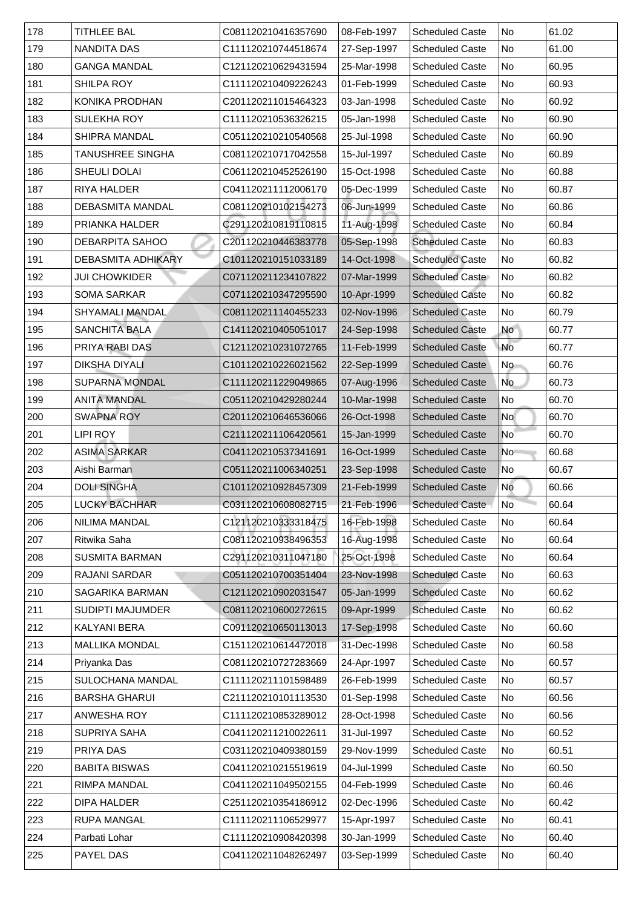| 178 | TITHLEE BAL | C081120210416357690 | 08-Feb-1997 | Scheduled Caste | No | 61.02 |
|---|---|---|---|---|---|---|
| 179 | NANDITA DAS | C111120210744518674 | 27-Sep-1997 | Scheduled Caste | No | 61.00 |
| 180 | GANGA MANDAL | C121120210629431594 | 25-Mar-1998 | Scheduled Caste | No | 60.95 |
| 181 | SHILPA ROY | C111120210409226243 | 01-Feb-1999 | Scheduled Caste | No | 60.93 |
| 182 | KONIKA PRODHAN | C201120211015464323 | 03-Jan-1998 | Scheduled Caste | No | 60.92 |
| 183 | SULEKHA ROY | C111120210536326215 | 05-Jan-1998 | Scheduled Caste | No | 60.90 |
| 184 | SHIPRA MANDAL | C051120210210540568 | 25-Jul-1998 | Scheduled Caste | No | 60.90 |
| 185 | TANUSHREE SINGHA | C081120210717042558 | 15-Jul-1997 | Scheduled Caste | No | 60.89 |
| 186 | SHEULI DOLAI | C061120210452526190 | 15-Oct-1998 | Scheduled Caste | No | 60.88 |
| 187 | RIYA HALDER | C041120211112006170 | 05-Dec-1999 | Scheduled Caste | No | 60.87 |
| 188 | DEBASMITA MANDAL | C081120210102154273 | 06-Jun-1999 | Scheduled Caste | No | 60.86 |
| 189 | PRIANKA HALDER | C291120210819110815 | 11-Aug-1998 | Scheduled Caste | No | 60.84 |
| 190 | DEBARPITA SAHOO | C201120210446383778 | 05-Sep-1998 | Scheduled Caste | No | 60.83 |
| 191 | DEBASMITA ADHIKARY | C101120210151033189 | 14-Oct-1998 | Scheduled Caste | No | 60.82 |
| 192 | JUI CHOWKIDER | C071120211234107822 | 07-Mar-1999 | Scheduled Caste | No | 60.82 |
| 193 | SOMA SARKAR | C071120210347295590 | 10-Apr-1999 | Scheduled Caste | No | 60.82 |
| 194 | SHYAMALI MANDAL | C081120211140455233 | 02-Nov-1996 | Scheduled Caste | No | 60.79 |
| 195 | SANCHITA BALA | C141120210405051017 | 24-Sep-1998 | Scheduled Caste | No | 60.77 |
| 196 | PRIYA RABI DAS | C121120210231072765 | 11-Feb-1999 | Scheduled Caste | No | 60.77 |
| 197 | DIKSHA DIYALI | C101120210226021562 | 22-Sep-1999 | Scheduled Caste | No | 60.76 |
| 198 | SUPARNA MONDAL | C111120211229049865 | 07-Aug-1996 | Scheduled Caste | No | 60.73 |
| 199 | ANITA MANDAL | C051120210429280244 | 10-Mar-1998 | Scheduled Caste | No | 60.70 |
| 200 | SWAPNA ROY | C201120210646536066 | 26-Oct-1998 | Scheduled Caste | No | 60.70 |
| 201 | LIPI ROY | C211120211106420561 | 15-Jan-1999 | Scheduled Caste | No | 60.70 |
| 202 | ASIMA SARKAR | C041120210537341691 | 16-Oct-1999 | Scheduled Caste | No | 60.68 |
| 203 | Aishi Barman | C051120211006340251 | 23-Sep-1998 | Scheduled Caste | No | 60.67 |
| 204 | DOLI SINGHA | C101120210928457309 | 21-Feb-1999 | Scheduled Caste | No | 60.66 |
| 205 | LUCKY BACHHAR | C031120210608082715 | 21-Feb-1996 | Scheduled Caste | No | 60.64 |
| 206 | NILIMA MANDAL | C121120210333318475 | 16-Feb-1998 | Scheduled Caste | No | 60.64 |
| 207 | Ritwika Saha | C081120210938496353 | 16-Aug-1998 | Scheduled Caste | No | 60.64 |
| 208 | SUSMITA BARMAN | C291120210311047180 | 25-Oct-1998 | Scheduled Caste | No | 60.64 |
| 209 | RAJANI SARDAR | C051120210700351404 | 23-Nov-1998 | Scheduled Caste | No | 60.63 |
| 210 | SAGARIKA BARMAN | C121120210902031547 | 05-Jan-1999 | Scheduled Caste | No | 60.62 |
| 211 | SUDIPTI MAJUMDER | C081120210600272615 | 09-Apr-1999 | Scheduled Caste | No | 60.62 |
| 212 | KALYANI BERA | C091120210650113013 | 17-Sep-1998 | Scheduled Caste | No | 60.60 |
| 213 | MALLIKA MONDAL | C151120210614472018 | 31-Dec-1998 | Scheduled Caste | No | 60.58 |
| 214 | Priyanka Das | C081120210727283669 | 24-Apr-1997 | Scheduled Caste | No | 60.57 |
| 215 | SULOCHANA MANDAL | C111120211101598489 | 26-Feb-1999 | Scheduled Caste | No | 60.57 |
| 216 | BARSHA GHARUI | C211120210101113530 | 01-Sep-1998 | Scheduled Caste | No | 60.56 |
| 217 | ANWESHA ROY | C111120210853289012 | 28-Oct-1998 | Scheduled Caste | No | 60.56 |
| 218 | SUPRIYA SAHA | C041120211210022611 | 31-Jul-1997 | Scheduled Caste | No | 60.52 |
| 219 | PRIYA DAS | C031120210409380159 | 29-Nov-1999 | Scheduled Caste | No | 60.51 |
| 220 | BABITA BISWAS | C041120210215519619 | 04-Jul-1999 | Scheduled Caste | No | 60.50 |
| 221 | RIMPA MANDAL | C041120211049502155 | 04-Feb-1999 | Scheduled Caste | No | 60.46 |
| 222 | DIPA HALDER | C251120210354186912 | 02-Dec-1996 | Scheduled Caste | No | 60.42 |
| 223 | RUPA MANGAL | C111120211106529977 | 15-Apr-1997 | Scheduled Caste | No | 60.41 |
| 224 | Parbati Lohar | C111120210908420398 | 30-Jan-1999 | Scheduled Caste | No | 60.40 |
| 225 | PAYEL DAS | C041120211048262497 | 03-Sep-1999 | Scheduled Caste | No | 60.40 |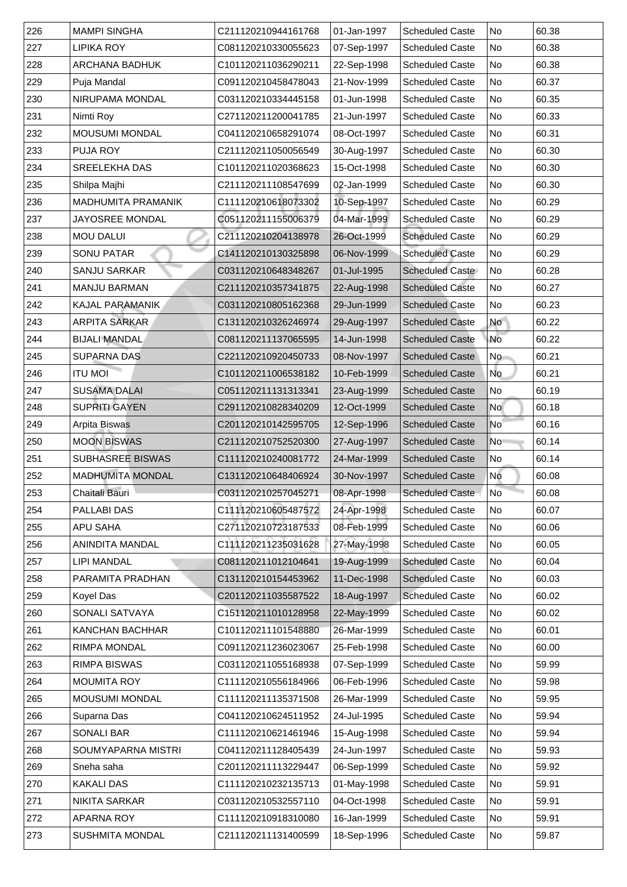| 226 | MAMPI SINGHA | C211120210944161768 | 01-Jan-1997 | Scheduled Caste | No | 60.38 |
|---|---|---|---|---|---|---|
| 227 | LIPIKA ROY | C081120210330055623 | 07-Sep-1997 | Scheduled Caste | No | 60.38 |
| 228 | ARCHANA BADHUK | C101120211036290211 | 22-Sep-1998 | Scheduled Caste | No | 60.38 |
| 229 | Puja Mandal | C091120210458478043 | 21-Nov-1999 | Scheduled Caste | No | 60.37 |
| 230 | NIRUPAMA MONDAL | C031120210334445158 | 01-Jun-1998 | Scheduled Caste | No | 60.35 |
| 231 | Nimti Roy | C271120211200041785 | 21-Jun-1997 | Scheduled Caste | No | 60.33 |
| 232 | MOUSUMI MONDAL | C041120210658291074 | 08-Oct-1997 | Scheduled Caste | No | 60.31 |
| 233 | PUJA ROY | C211120211050056549 | 30-Aug-1997 | Scheduled Caste | No | 60.30 |
| 234 | SREELEKHA DAS | C101120211020368623 | 15-Oct-1998 | Scheduled Caste | No | 60.30 |
| 235 | Shilpa Majhi | C211120211108547699 | 02-Jan-1999 | Scheduled Caste | No | 60.30 |
| 236 | MADHUMITA PRAMANIK | C111120210618073302 | 10-Sep-1997 | Scheduled Caste | No | 60.29 |
| 237 | JAYOSREE MONDAL | C051120211155006379 | 04-Mar-1999 | Scheduled Caste | No | 60.29 |
| 238 | MOU DALUI | C211120210204138978 | 26-Oct-1999 | Scheduled Caste | No | 60.29 |
| 239 | SONU PATAR | C141120210130325898 | 06-Nov-1999 | Scheduled Caste | No | 60.29 |
| 240 | SANJU SARKAR | C031120210648348267 | 01-Jul-1995 | Scheduled Caste | No | 60.28 |
| 241 | MANJU BARMAN | C211120210357341875 | 22-Aug-1998 | Scheduled Caste | No | 60.27 |
| 242 | KAJAL PARAMANIK | C031120210805162368 | 29-Jun-1999 | Scheduled Caste | No | 60.23 |
| 243 | ARPITA SARKAR | C131120210326246974 | 29-Aug-1997 | Scheduled Caste | No | 60.22 |
| 244 | BIJALI MANDAL | C081120211137065595 | 14-Jun-1998 | Scheduled Caste | No | 60.22 |
| 245 | SUPARNA DAS | C221120210920450733 | 08-Nov-1997 | Scheduled Caste | No | 60.21 |
| 246 | ITU MOI | C101120211006538182 | 10-Feb-1999 | Scheduled Caste | No | 60.21 |
| 247 | SUSAMA DALAI | C051120211131313341 | 23-Aug-1999 | Scheduled Caste | No | 60.19 |
| 248 | SUPRITI GAYEN | C291120210828340209 | 12-Oct-1999 | Scheduled Caste | No | 60.18 |
| 249 | Arpita Biswas | C201120210142595705 | 12-Sep-1996 | Scheduled Caste | No | 60.16 |
| 250 | MOON BISWAS | C211120210752520300 | 27-Aug-1997 | Scheduled Caste | No | 60.14 |
| 251 | SUBHASREE BISWAS | C111120210240081772 | 24-Mar-1999 | Scheduled Caste | No | 60.14 |
| 252 | MADHUMITA MONDAL | C131120210648406924 | 30-Nov-1997 | Scheduled Caste | No | 60.08 |
| 253 | Chaitali Bauri | C031120210257045271 | 08-Apr-1998 | Scheduled Caste | No | 60.08 |
| 254 | PALLABI DAS | C111120210605487572 | 24-Apr-1998 | Scheduled Caste | No | 60.07 |
| 255 | APU SAHA | C271120210723187533 | 08-Feb-1999 | Scheduled Caste | No | 60.06 |
| 256 | ANINDITA MANDAL | C111120211235031628 | 27-May-1998 | Scheduled Caste | No | 60.05 |
| 257 | LIPI MANDAL | C081120211012104641 | 19-Aug-1999 | Scheduled Caste | No | 60.04 |
| 258 | PARAMITA PRADHAN | C131120210154453962 | 11-Dec-1998 | Scheduled Caste | No | 60.03 |
| 259 | Koyel Das | C201120211035587522 | 18-Aug-1997 | Scheduled Caste | No | 60.02 |
| 260 | SONALI SATVAYA | C151120211010128958 | 22-May-1999 | Scheduled Caste | No | 60.02 |
| 261 | KANCHAN BACHHAR | C101120211101548880 | 26-Mar-1999 | Scheduled Caste | No | 60.01 |
| 262 | RIMPA MONDAL | C091120211236023067 | 25-Feb-1998 | Scheduled Caste | No | 60.00 |
| 263 | RIMPA BISWAS | C031120211055168938 | 07-Sep-1999 | Scheduled Caste | No | 59.99 |
| 264 | MOUMITA ROY | C111120210556184966 | 06-Feb-1996 | Scheduled Caste | No | 59.98 |
| 265 | MOUSUMI MONDAL | C111120211135371508 | 26-Mar-1999 | Scheduled Caste | No | 59.95 |
| 266 | Suparna Das | C041120210624511952 | 24-Jul-1995 | Scheduled Caste | No | 59.94 |
| 267 | SONALI BAR | C111120210621461946 | 15-Aug-1998 | Scheduled Caste | No | 59.94 |
| 268 | SOUMYAPARNA MISTRI | C041120211128405439 | 24-Jun-1997 | Scheduled Caste | No | 59.93 |
| 269 | Sneha saha | C201120211113229447 | 06-Sep-1999 | Scheduled Caste | No | 59.92 |
| 270 | KAKALI DAS | C111120210232135713 | 01-May-1998 | Scheduled Caste | No | 59.91 |
| 271 | NIKITA SARKAR | C031120210532557110 | 04-Oct-1998 | Scheduled Caste | No | 59.91 |
| 272 | APARNA ROY | C111120210918310080 | 16-Jan-1999 | Scheduled Caste | No | 59.91 |
| 273 | SUSHMITA MONDAL | C211120211131400599 | 18-Sep-1996 | Scheduled Caste | No | 59.87 |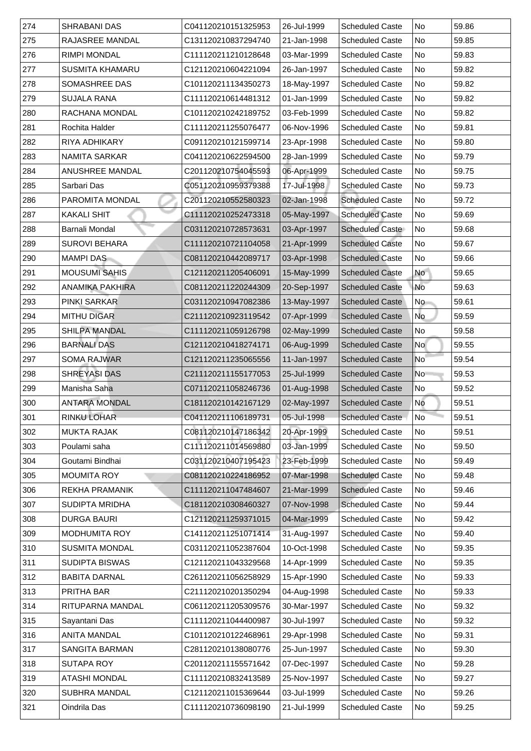| 274 | SHRABANI DAS | C041120210151325953 | 26-Jul-1999 | Scheduled Caste | No | 59.86 |
|---|---|---|---|---|---|---|
| 275 | RAJASREE MANDAL | C131120210837294740 | 21-Jan-1998 | Scheduled Caste | No | 59.85 |
| 276 | RIMPI MONDAL | C111120211210128648 | 03-Mar-1999 | Scheduled Caste | No | 59.83 |
| 277 | SUSMITA KHAMARU | C121120210604221094 | 26-Jan-1997 | Scheduled Caste | No | 59.82 |
| 278 | SOMASHREE DAS | C101120211134350273 | 18-May-1997 | Scheduled Caste | No | 59.82 |
| 279 | SUJALA RANA | C111120210614481312 | 01-Jan-1999 | Scheduled Caste | No | 59.82 |
| 280 | RACHANA MONDAL | C101120210242189752 | 03-Feb-1999 | Scheduled Caste | No | 59.82 |
| 281 | Rochita Halder | C111120211255076477 | 06-Nov-1996 | Scheduled Caste | No | 59.81 |
| 282 | RIYA ADHIKARY | C091120210121599714 | 23-Apr-1998 | Scheduled Caste | No | 59.80 |
| 283 | NAMITA SARKAR | C041120210622594500 | 28-Jan-1999 | Scheduled Caste | No | 59.79 |
| 284 | ANUSHREE MANDAL | C201120210754045593 | 06-Apr-1999 | Scheduled Caste | No | 59.75 |
| 285 | Sarbari Das | C051120210959379388 | 17-Jul-1998 | Scheduled Caste | No | 59.73 |
| 286 | PAROMITA MONDAL | C201120210552580323 | 02-Jan-1998 | Scheduled Caste | No | 59.72 |
| 287 | KAKALI SHIT | C111120210252473318 | 05-May-1997 | Scheduled Caste | No | 59.69 |
| 288 | Barnali Mondal | C031120210728573631 | 03-Apr-1997 | Scheduled Caste | No | 59.68 |
| 289 | SUROVI BEHARA | C111120210721104058 | 21-Apr-1999 | Scheduled Caste | No | 59.67 |
| 290 | MAMPI DAS | C081120210442089717 | 03-Apr-1998 | Scheduled Caste | No | 59.66 |
| 291 | MOUSUMI SAHIS | C121120211205406091 | 15-May-1999 | Scheduled Caste | No | 59.65 |
| 292 | ANAMIKA PAKHIRA | C081120211220244309 | 20-Sep-1997 | Scheduled Caste | No | 59.63 |
| 293 | PINKI SARKAR | C031120210947082386 | 13-May-1997 | Scheduled Caste | No | 59.61 |
| 294 | MITHU DIGAR | C211120210923119542 | 07-Apr-1999 | Scheduled Caste | No | 59.59 |
| 295 | SHILPA MANDAL | C111120211059126798 | 02-May-1999 | Scheduled Caste | No | 59.58 |
| 296 | BARNALI DAS | C121120210418274171 | 06-Aug-1999 | Scheduled Caste | No | 59.55 |
| 297 | SOMA RAJWAR | C121120211235065556 | 11-Jan-1997 | Scheduled Caste | No | 59.54 |
| 298 | SHREYASI DAS | C211120211155177053 | 25-Jul-1999 | Scheduled Caste | No | 59.53 |
| 299 | Manisha Saha | C071120211058246736 | 01-Aug-1998 | Scheduled Caste | No | 59.52 |
| 300 | ANTARA MONDAL | C181120210142167129 | 02-May-1997 | Scheduled Caste | No | 59.51 |
| 301 | RINKU LOHAR | C041120211106189731 | 05-Jul-1998 | Scheduled Caste | No | 59.51 |
| 302 | MUKTA RAJAK | C081120210147186342 | 20-Apr-1999 | Scheduled Caste | No | 59.51 |
| 303 | Poulami saha | C111120211014569880 | 03-Jan-1999 | Scheduled Caste | No | 59.50 |
| 304 | Goutami Bindhai | C031120210407195423 | 23-Feb-1999 | Scheduled Caste | No | 59.49 |
| 305 | MOUMITA ROY | C081120210224186952 | 07-Mar-1998 | Scheduled Caste | No | 59.48 |
| 306 | REKHA PRAMANIK | C111120211047484607 | 21-Mar-1999 | Scheduled Caste | No | 59.46 |
| 307 | SUDIPTA MRIDHA | C181120210308460327 | 07-Nov-1998 | Scheduled Caste | No | 59.44 |
| 308 | DURGA BAURI | C121120211259371015 | 04-Mar-1999 | Scheduled Caste | No | 59.42 |
| 309 | MODHUMITA ROY | C141120211251071414 | 31-Aug-1997 | Scheduled Caste | No | 59.40 |
| 310 | SUSMITA MONDAL | C031120211052387604 | 10-Oct-1998 | Scheduled Caste | No | 59.35 |
| 311 | SUDIPTA BISWAS | C121120211043329568 | 14-Apr-1999 | Scheduled Caste | No | 59.35 |
| 312 | BABITA DARNAL | C261120211056258929 | 15-Apr-1990 | Scheduled Caste | No | 59.33 |
| 313 | PRITHA BAR | C211120210201350294 | 04-Aug-1998 | Scheduled Caste | No | 59.33 |
| 314 | RITUPARNA MANDAL | C061120211205309576 | 30-Mar-1997 | Scheduled Caste | No | 59.32 |
| 315 | Sayantani Das | C111120211044400987 | 30-Jul-1997 | Scheduled Caste | No | 59.32 |
| 316 | ANITA MANDAL | C101120210122468961 | 29-Apr-1998 | Scheduled Caste | No | 59.31 |
| 317 | SANGITA BARMAN | C281120210138080776 | 25-Jun-1997 | Scheduled Caste | No | 59.30 |
| 318 | SUTAPA ROY | C201120211155571642 | 07-Dec-1997 | Scheduled Caste | No | 59.28 |
| 319 | ATASHI MONDAL | C111120210832413589 | 25-Nov-1997 | Scheduled Caste | No | 59.27 |
| 320 | SUBHRA MANDAL | C121120211015369644 | 03-Jul-1999 | Scheduled Caste | No | 59.26 |
| 321 | Oindrila Das | C111120210736098190 | 21-Jul-1999 | Scheduled Caste | No | 59.25 |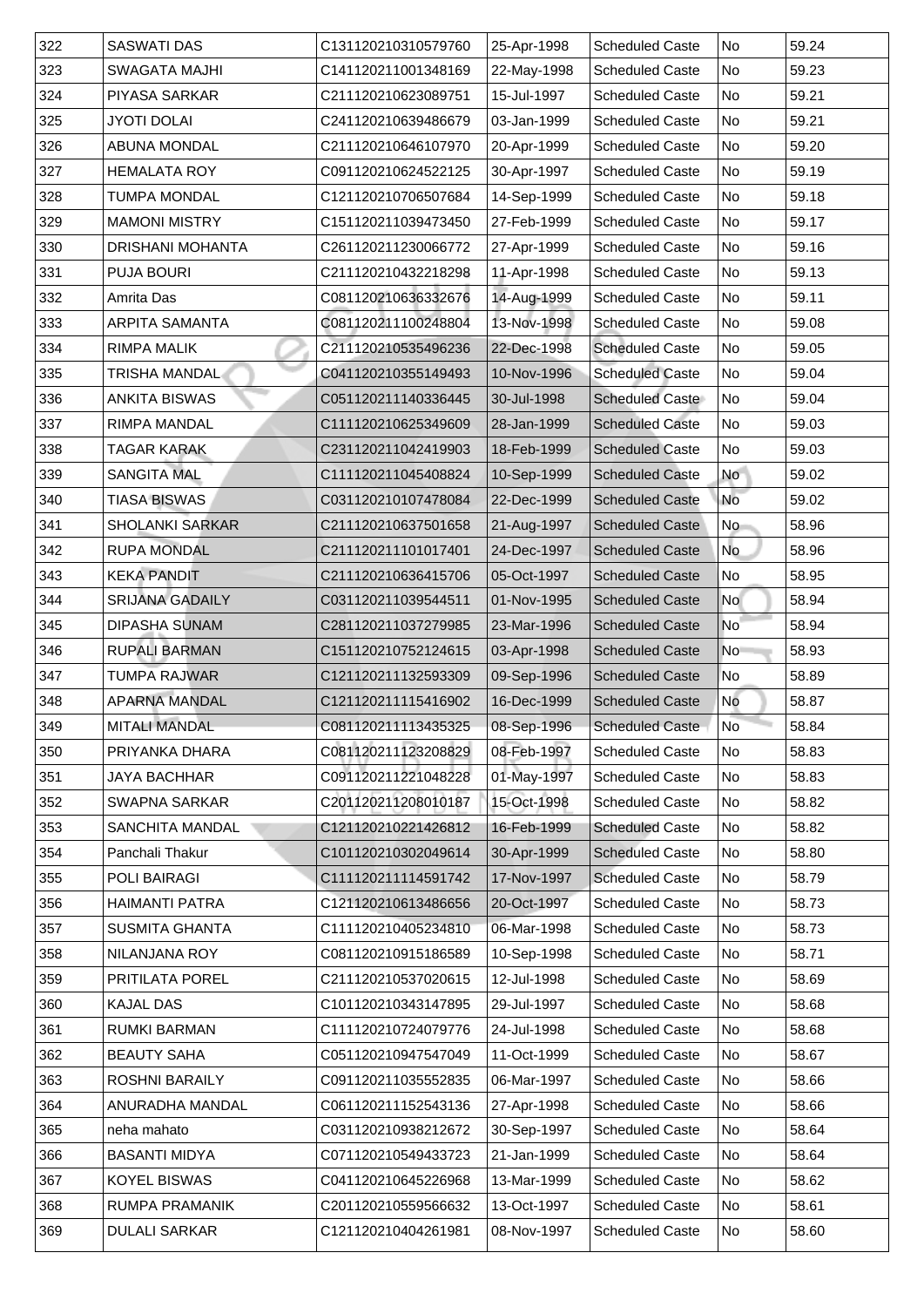| 322 | SASWATI DAS | C131120210310579760 | 25-Apr-1998 | Scheduled Caste | No | 59.24 |
|---|---|---|---|---|---|---|
| 323 | SWAGATA MAJHI | C141120211001348169 | 22-May-1998 | Scheduled Caste | No | 59.23 |
| 324 | PIYASA SARKAR | C211120210623089751 | 15-Jul-1997 | Scheduled Caste | No | 59.21 |
| 325 | JYOTI DOLAI | C241120210639486679 | 03-Jan-1999 | Scheduled Caste | No | 59.21 |
| 326 | ABUNA MONDAL | C211120210646107970 | 20-Apr-1999 | Scheduled Caste | No | 59.20 |
| 327 | HEMALATA ROY | C091120210624522125 | 30-Apr-1997 | Scheduled Caste | No | 59.19 |
| 328 | TUMPA MONDAL | C121120210706507684 | 14-Sep-1999 | Scheduled Caste | No | 59.18 |
| 329 | MAMONI MISTRY | C151120211039473450 | 27-Feb-1999 | Scheduled Caste | No | 59.17 |
| 330 | DRISHANI MOHANTA | C261120211230066772 | 27-Apr-1999 | Scheduled Caste | No | 59.16 |
| 331 | PUJA BOURI | C211120210432218298 | 11-Apr-1998 | Scheduled Caste | No | 59.13 |
| 332 | Amrita Das | C081120210636332676 | 14-Aug-1999 | Scheduled Caste | No | 59.11 |
| 333 | ARPITA SAMANTA | C081120211100248804 | 13-Nov-1998 | Scheduled Caste | No | 59.08 |
| 334 | RIMPA MALIK | C211120210535496236 | 22-Dec-1998 | Scheduled Caste | No | 59.05 |
| 335 | TRISHA MANDAL | C041120210355149493 | 10-Nov-1996 | Scheduled Caste | No | 59.04 |
| 336 | ANKITA BISWAS | C051120211140336445 | 30-Jul-1998 | Scheduled Caste | No | 59.04 |
| 337 | RIMPA MANDAL | C111120210625349609 | 28-Jan-1999 | Scheduled Caste | No | 59.03 |
| 338 | TAGAR KARAK | C231120211042419903 | 18-Feb-1999 | Scheduled Caste | No | 59.03 |
| 339 | SANGITA MAL | C111120211045408824 | 10-Sep-1999 | Scheduled Caste | No | 59.02 |
| 340 | TIASA BISWAS | C031120210107478084 | 22-Dec-1999 | Scheduled Caste | No | 59.02 |
| 341 | SHOLANKI SARKAR | C211120210637501658 | 21-Aug-1997 | Scheduled Caste | No | 58.96 |
| 342 | RUPA MONDAL | C211120211101017401 | 24-Dec-1997 | Scheduled Caste | No | 58.96 |
| 343 | KEKA PANDIT | C211120210636415706 | 05-Oct-1997 | Scheduled Caste | No | 58.95 |
| 344 | SRIJANA GADAILY | C031120211039544511 | 01-Nov-1995 | Scheduled Caste | No | 58.94 |
| 345 | DIPASHA SUNAM | C281120211037279985 | 23-Mar-1996 | Scheduled Caste | No | 58.94 |
| 346 | RUPALI BARMAN | C151120210752124615 | 03-Apr-1998 | Scheduled Caste | No | 58.93 |
| 347 | TUMPA RAJWAR | C121120211132593309 | 09-Sep-1996 | Scheduled Caste | No | 58.89 |
| 348 | APARNA MANDAL | C121120211115416902 | 16-Dec-1999 | Scheduled Caste | No | 58.87 |
| 349 | MITALI MANDAL | C081120211113435325 | 08-Sep-1996 | Scheduled Caste | No | 58.84 |
| 350 | PRIYANKA DHARA | C081120211123208829 | 08-Feb-1997 | Scheduled Caste | No | 58.83 |
| 351 | JAYA BACHHAR | C091120211221048228 | 01-May-1997 | Scheduled Caste | No | 58.83 |
| 352 | SWAPNA SARKAR | C201120211208010187 | 15-Oct-1998 | Scheduled Caste | No | 58.82 |
| 353 | SANCHITA MANDAL | C121120210221426812 | 16-Feb-1999 | Scheduled Caste | No | 58.82 |
| 354 | Panchali Thakur | C101120210302049614 | 30-Apr-1999 | Scheduled Caste | No | 58.80 |
| 355 | POLI BAIRAGI | C111120211114591742 | 17-Nov-1997 | Scheduled Caste | No | 58.79 |
| 356 | HAIMANTI PATRA | C121120210613486656 | 20-Oct-1997 | Scheduled Caste | No | 58.73 |
| 357 | SUSMITA GHANTA | C111120210405234810 | 06-Mar-1998 | Scheduled Caste | No | 58.73 |
| 358 | NILANJANA ROY | C081120210915186589 | 10-Sep-1998 | Scheduled Caste | No | 58.71 |
| 359 | PRITILATA POREL | C211120210537020615 | 12-Jul-1998 | Scheduled Caste | No | 58.69 |
| 360 | KAJAL DAS | C101120210343147895 | 29-Jul-1997 | Scheduled Caste | No | 58.68 |
| 361 | RUMKI BARMAN | C111120210724079776 | 24-Jul-1998 | Scheduled Caste | No | 58.68 |
| 362 | BEAUTY SAHA | C051120210947547049 | 11-Oct-1999 | Scheduled Caste | No | 58.67 |
| 363 | ROSHNI BARAILY | C091120211035552835 | 06-Mar-1997 | Scheduled Caste | No | 58.66 |
| 364 | ANURADHA MANDAL | C061120211152543136 | 27-Apr-1998 | Scheduled Caste | No | 58.66 |
| 365 | neha mahato | C031120210938212672 | 30-Sep-1997 | Scheduled Caste | No | 58.64 |
| 366 | BASANTI MIDYA | C071120210549433723 | 21-Jan-1999 | Scheduled Caste | No | 58.64 |
| 367 | KOYEL BISWAS | C041120210645226968 | 13-Mar-1999 | Scheduled Caste | No | 58.62 |
| 368 | RUMPA PRAMANIK | C201120210559566632 | 13-Oct-1997 | Scheduled Caste | No | 58.61 |
| 369 | DULALI SARKAR | C121120210404261981 | 08-Nov-1997 | Scheduled Caste | No | 58.60 |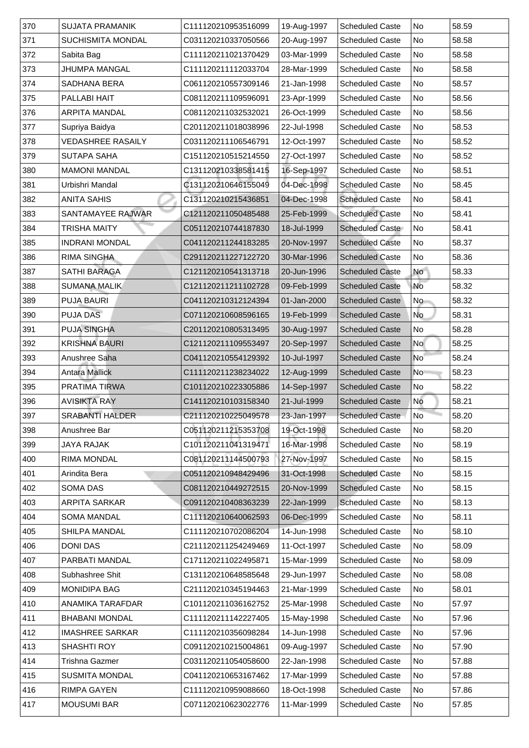| 370 | SUJATA PRAMANIK | C111120210953516099 | 19-Aug-1997 | Scheduled Caste | No | 58.59 |
|---|---|---|---|---|---|---|
| 371 | SUCHISMITA MONDAL | C031120210337050566 | 20-Aug-1997 | Scheduled Caste | No | 58.58 |
| 372 | Sabita Bag | C111120211021370429 | 03-Mar-1999 | Scheduled Caste | No | 58.58 |
| 373 | JHUMPA MANGAL | C111120211112033704 | 28-Mar-1999 | Scheduled Caste | No | 58.58 |
| 374 | SADHANA BERA | C061120210557309146 | 21-Jan-1998 | Scheduled Caste | No | 58.57 |
| 375 | PALLABI HAIT | C081120211109596091 | 23-Apr-1999 | Scheduled Caste | No | 58.56 |
| 376 | ARPITA MANDAL | C081120211032532021 | 26-Oct-1999 | Scheduled Caste | No | 58.56 |
| 377 | Supriya Baidya | C201120211018038996 | 22-Jul-1998 | Scheduled Caste | No | 58.53 |
| 378 | VEDASHREE RASAILY | C031120211106546791 | 12-Oct-1997 | Scheduled Caste | No | 58.52 |
| 379 | SUTAPA SAHA | C151120210515214550 | 27-Oct-1997 | Scheduled Caste | No | 58.52 |
| 380 | MAMONI MANDAL | C131120210338581415 | 16-Sep-1997 | Scheduled Caste | No | 58.51 |
| 381 | Urbishri Mandal | C131120210646155049 | 04-Dec-1998 | Scheduled Caste | No | 58.45 |
| 382 | ANITA SAHIS | C131120210215436851 | 04-Dec-1998 | Scheduled Caste | No | 58.41 |
| 383 | SANTAMAYEE RAJWAR | C121120211050485488 | 25-Feb-1999 | Scheduled Caste | No | 58.41 |
| 384 | TRISHA MAITY | C051120210744187830 | 18-Jul-1999 | Scheduled Caste | No | 58.41 |
| 385 | INDRANI MONDAL | C041120211244183285 | 20-Nov-1997 | Scheduled Caste | No | 58.37 |
| 386 | RIMA SINGHA | C291120211227122720 | 30-Mar-1996 | Scheduled Caste | No | 58.36 |
| 387 | SATHI BARAGA | C121120210541313718 | 20-Jun-1996 | Scheduled Caste | No | 58.33 |
| 388 | SUMANA MALIK | C121120211211102728 | 09-Feb-1999 | Scheduled Caste | No | 58.32 |
| 389 | PUJA BAURI | C041120210312124394 | 01-Jan-2000 | Scheduled Caste | No | 58.32 |
| 390 | PUJA DAS | C071120210608596165 | 19-Feb-1999 | Scheduled Caste | No | 58.31 |
| 391 | PUJA SINGHA | C201120210805313495 | 30-Aug-1997 | Scheduled Caste | No | 58.28 |
| 392 | KRISHNA BAURI | C121120211109553497 | 20-Sep-1997 | Scheduled Caste | No | 58.25 |
| 393 | Anushree Saha | C041120210554129392 | 10-Jul-1997 | Scheduled Caste | No | 58.24 |
| 394 | Antara Mallick | C111120211238234022 | 12-Aug-1999 | Scheduled Caste | No | 58.23 |
| 395 | PRATIMA TIRWA | C101120210223305886 | 14-Sep-1997 | Scheduled Caste | No | 58.22 |
| 396 | AVISIKTA RAY | C141120210103158340 | 21-Jul-1999 | Scheduled Caste | No | 58.21 |
| 397 | SRABANTI HALDER | C211120210225049578 | 23-Jan-1997 | Scheduled Caste | No | 58.20 |
| 398 | Anushree Bar | C051120211215353708 | 19-Oct-1998 | Scheduled Caste | No | 58.20 |
| 399 | JAYA RAJAK | C101120211041319471 | 16-Mar-1998 | Scheduled Caste | No | 58.19 |
| 400 | RIMA MONDAL | C081120211144500793 | 27-Nov-1997 | Scheduled Caste | No | 58.15 |
| 401 | Arindita Bera | C051120210948429496 | 31-Oct-1998 | Scheduled Caste | No | 58.15 |
| 402 | SOMA DAS | C081120210449272515 | 20-Nov-1999 | Scheduled Caste | No | 58.15 |
| 403 | ARPITA SARKAR | C091120210408363239 | 22-Jan-1999 | Scheduled Caste | No | 58.13 |
| 404 | SOMA MANDAL | C111120210640062593 | 06-Dec-1999 | Scheduled Caste | No | 58.11 |
| 405 | SHILPA MANDAL | C111120210702086204 | 14-Jun-1998 | Scheduled Caste | No | 58.10 |
| 406 | DONI DAS | C211120211254249469 | 11-Oct-1997 | Scheduled Caste | No | 58.09 |
| 407 | PARBATI MANDAL | C171120211022495871 | 15-Mar-1999 | Scheduled Caste | No | 58.09 |
| 408 | Subhashree Shit | C131120210648585648 | 29-Jun-1997 | Scheduled Caste | No | 58.08 |
| 409 | MONIDIPA BAG | C211120210345194463 | 21-Mar-1999 | Scheduled Caste | No | 58.01 |
| 410 | ANAMIKA TARAFDAR | C101120211036162752 | 25-Mar-1998 | Scheduled Caste | No | 57.97 |
| 411 | BHABANI MONDAL | C111120211142227405 | 15-May-1998 | Scheduled Caste | No | 57.96 |
| 412 | IMASHREE SARKAR | C111120210356098284 | 14-Jun-1998 | Scheduled Caste | No | 57.96 |
| 413 | SHASHTI ROY | C091120210215004861 | 09-Aug-1997 | Scheduled Caste | No | 57.90 |
| 414 | Trishna Gazmer | C031120211054058600 | 22-Jan-1998 | Scheduled Caste | No | 57.88 |
| 415 | SUSMITA MONDAL | C041120210653167462 | 17-Mar-1999 | Scheduled Caste | No | 57.88 |
| 416 | RIMPA GAYEN | C111120210959088660 | 18-Oct-1998 | Scheduled Caste | No | 57.86 |
| 417 | MOUSUMI BAR | C071120210623022776 | 11-Mar-1999 | Scheduled Caste | No | 57.85 |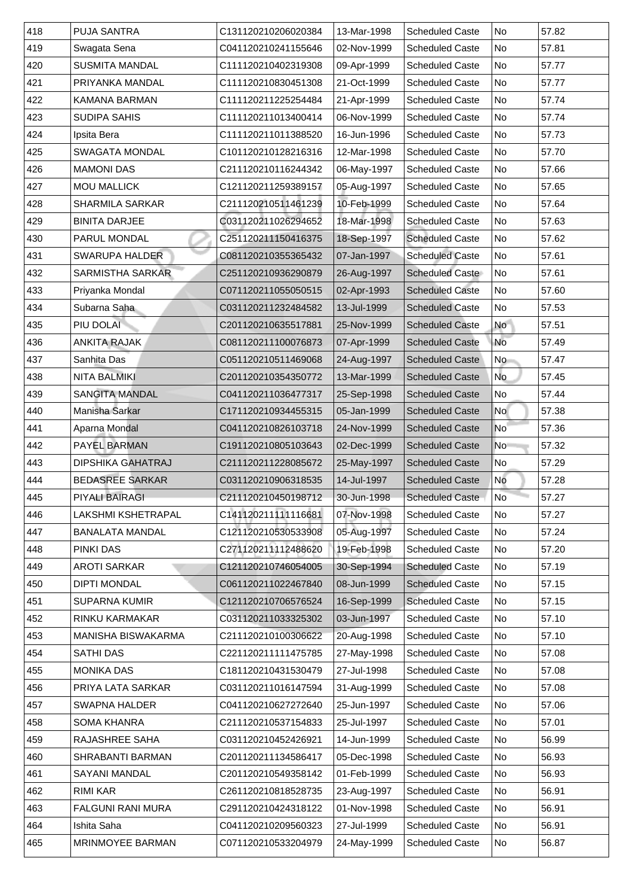| 418 | PUJA SANTRA | C131120210206020384 | 13-Mar-1998 | Scheduled Caste | No | 57.82 |
|---|---|---|---|---|---|---|
| 419 | Swagata Sena | C041120210241155646 | 02-Nov-1999 | Scheduled Caste | No | 57.81 |
| 420 | SUSMITA MANDAL | C111120210402319308 | 09-Apr-1999 | Scheduled Caste | No | 57.77 |
| 421 | PRIYANKA MANDAL | C111120210830451308 | 21-Oct-1999 | Scheduled Caste | No | 57.77 |
| 422 | KAMANA BARMAN | C111120211225254484 | 21-Apr-1999 | Scheduled Caste | No | 57.74 |
| 423 | SUDIPA SAHIS | C111120211013400414 | 06-Nov-1999 | Scheduled Caste | No | 57.74 |
| 424 | Ipsita Bera | C111120211011388520 | 16-Jun-1996 | Scheduled Caste | No | 57.73 |
| 425 | SWAGATA MONDAL | C101120210128216316 | 12-Mar-1998 | Scheduled Caste | No | 57.70 |
| 426 | MAMONI DAS | C211120210116244342 | 06-May-1997 | Scheduled Caste | No | 57.66 |
| 427 | MOU MALLICK | C121120211259389157 | 05-Aug-1997 | Scheduled Caste | No | 57.65 |
| 428 | SHARMILA SARKAR | C211120210511461239 | 10-Feb-1999 | Scheduled Caste | No | 57.64 |
| 429 | BINITA DARJEE | C031120211026294652 | 18-Mar-1998 | Scheduled Caste | No | 57.63 |
| 430 | PARUL MONDAL | C251120211150416375 | 18-Sep-1997 | Scheduled Caste | No | 57.62 |
| 431 | SWARUPA HALDER | C081120210355365432 | 07-Jan-1997 | Scheduled Caste | No | 57.61 |
| 432 | SARMISTHA SARKAR | C251120210936290879 | 26-Aug-1997 | Scheduled Caste | No | 57.61 |
| 433 | Priyanka Mondal | C071120211055050515 | 02-Apr-1993 | Scheduled Caste | No | 57.60 |
| 434 | Subarna Saha | C031120211232484582 | 13-Jul-1999 | Scheduled Caste | No | 57.53 |
| 435 | PIU DOLAI | C201120210635517881 | 25-Nov-1999 | Scheduled Caste | No | 57.51 |
| 436 | ANKITA RAJAK | C081120211100076873 | 07-Apr-1999 | Scheduled Caste | No | 57.49 |
| 437 | Sanhita Das | C051120210511469068 | 24-Aug-1997 | Scheduled Caste | No | 57.47 |
| 438 | NITA BALMIKI | C201120210354350772 | 13-Mar-1999 | Scheduled Caste | No | 57.45 |
| 439 | SANGITA MANDAL | C041120211036477317 | 25-Sep-1998 | Scheduled Caste | No | 57.44 |
| 440 | Manisha Sarkar | C171120210934455315 | 05-Jan-1999 | Scheduled Caste | No | 57.38 |
| 441 | Aparna Mondal | C041120210826103718 | 24-Nov-1999 | Scheduled Caste | No | 57.36 |
| 442 | PAYEL BARMAN | C191120210805103643 | 02-Dec-1999 | Scheduled Caste | No | 57.32 |
| 443 | DIPSHIKA GAHATRAJ | C211120211228085672 | 25-May-1997 | Scheduled Caste | No | 57.29 |
| 444 | BEDASREE SARKAR | C031120210906318535 | 14-Jul-1997 | Scheduled Caste | No | 57.28 |
| 445 | PIYALI BAIRAGI | C211120210450198712 | 30-Jun-1998 | Scheduled Caste | No | 57.27 |
| 446 | LAKSHMI KSHETRAPAL | C141120211111116681 | 07-Nov-1998 | Scheduled Caste | No | 57.27 |
| 447 | BANALATA MANDAL | C121120210530533908 | 05-Aug-1997 | Scheduled Caste | No | 57.24 |
| 448 | PINKI DAS | C271120211112488620 | 19-Feb-1998 | Scheduled Caste | No | 57.20 |
| 449 | AROTI SARKAR | C121120210746054005 | 30-Sep-1994 | Scheduled Caste | No | 57.19 |
| 450 | DIPTI MONDAL | C061120211022467840 | 08-Jun-1999 | Scheduled Caste | No | 57.15 |
| 451 | SUPARNA KUMIR | C121120210706576524 | 16-Sep-1999 | Scheduled Caste | No | 57.15 |
| 452 | RINKU KARMAKAR | C031120211033325302 | 03-Jun-1997 | Scheduled Caste | No | 57.10 |
| 453 | MANISHA BISWAKARMA | C211120210100306622 | 20-Aug-1998 | Scheduled Caste | No | 57.10 |
| 454 | SATHI DAS | C221120211111475785 | 27-May-1998 | Scheduled Caste | No | 57.08 |
| 455 | MONIKA DAS | C181120210431530479 | 27-Jul-1998 | Scheduled Caste | No | 57.08 |
| 456 | PRIYA LATA SARKAR | C031120211016147594 | 31-Aug-1999 | Scheduled Caste | No | 57.08 |
| 457 | SWAPNA HALDER | C041120210627272640 | 25-Jun-1997 | Scheduled Caste | No | 57.06 |
| 458 | SOMA KHANRA | C211120210537154833 | 25-Jul-1997 | Scheduled Caste | No | 57.01 |
| 459 | RAJASHREE SAHA | C031120210452426921 | 14-Jun-1999 | Scheduled Caste | No | 56.99 |
| 460 | SHRABANTI BARMAN | C201120211134586417 | 05-Dec-1998 | Scheduled Caste | No | 56.93 |
| 461 | SAYANI MANDAL | C201120210549358142 | 01-Feb-1999 | Scheduled Caste | No | 56.93 |
| 462 | RIMI KAR | C261120210818528735 | 23-Aug-1997 | Scheduled Caste | No | 56.91 |
| 463 | FALGUNI RANI MURA | C291120210424318122 | 01-Nov-1998 | Scheduled Caste | No | 56.91 |
| 464 | Ishita Saha | C041120210209560323 | 27-Jul-1999 | Scheduled Caste | No | 56.91 |
| 465 | MRINMOYEE BARMAN | C071120210533204979 | 24-May-1999 | Scheduled Caste | No | 56.87 |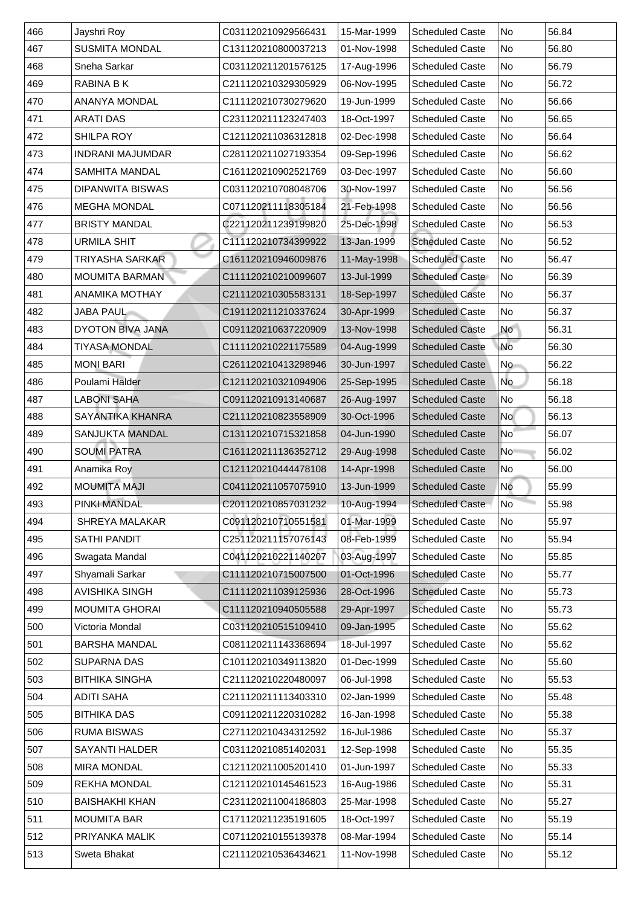| 466 | Jayshri Roy | C031120210929566431 | 15-Mar-1999 | Scheduled Caste | No | 56.84 |
|---|---|---|---|---|---|---|
| 467 | SUSMITA MONDAL | C131120210800037213 | 01-Nov-1998 | Scheduled Caste | No | 56.80 |
| 468 | Sneha Sarkar | C031120211201576125 | 17-Aug-1996 | Scheduled Caste | No | 56.79 |
| 469 | RABINA B K | C211120210329305929 | 06-Nov-1995 | Scheduled Caste | No | 56.72 |
| 470 | ANANYA MONDAL | C111120210730279620 | 19-Jun-1999 | Scheduled Caste | No | 56.66 |
| 471 | ARATI DAS | C231120211123247403 | 18-Oct-1997 | Scheduled Caste | No | 56.65 |
| 472 | SHILPA ROY | C121120211036312818 | 02-Dec-1998 | Scheduled Caste | No | 56.64 |
| 473 | INDRANI MAJUMDAR | C281120211027193354 | 09-Sep-1996 | Scheduled Caste | No | 56.62 |
| 474 | SAMHITA MANDAL | C161120210902521769 | 03-Dec-1997 | Scheduled Caste | No | 56.60 |
| 475 | DIPANWITA BISWAS | C031120210708048706 | 30-Nov-1997 | Scheduled Caste | No | 56.56 |
| 476 | MEGHA MONDAL | C071120211118305184 | 21-Feb-1998 | Scheduled Caste | No | 56.56 |
| 477 | BRISTY MANDAL | C221120211239199820 | 25-Dec-1998 | Scheduled Caste | No | 56.53 |
| 478 | URMILA SHIT | C111120210734399922 | 13-Jan-1999 | Scheduled Caste | No | 56.52 |
| 479 | TRIYASHA SARKAR | C161120210946009876 | 11-May-1998 | Scheduled Caste | No | 56.47 |
| 480 | MOUMITA BARMAN | C111120210210099607 | 13-Jul-1999 | Scheduled Caste | No | 56.39 |
| 481 | ANAMIKA MOTHAY | C211120210305583131 | 18-Sep-1997 | Scheduled Caste | No | 56.37 |
| 482 | JABA PAUL | C191120211210337624 | 30-Apr-1999 | Scheduled Caste | No | 56.37 |
| 483 | DYOTON BIVA JANA | C091120210637220909 | 13-Nov-1998 | Scheduled Caste | No | 56.31 |
| 484 | TIYASA MONDAL | C111120210221175589 | 04-Aug-1999 | Scheduled Caste | No | 56.30 |
| 485 | MONI BARI | C261120210413298946 | 30-Jun-1997 | Scheduled Caste | No | 56.22 |
| 486 | Poulami Halder | C121120210321094906 | 25-Sep-1995 | Scheduled Caste | No | 56.18 |
| 487 | LABONI SAHA | C091120210913140687 | 26-Aug-1997 | Scheduled Caste | No | 56.18 |
| 488 | SAYANTIKA KHANRA | C211120210823558909 | 30-Oct-1996 | Scheduled Caste | No | 56.13 |
| 489 | SANJUKTA MANDAL | C131120210715321858 | 04-Jun-1990 | Scheduled Caste | No | 56.07 |
| 490 | SOUMI PATRA | C161120211136352712 | 29-Aug-1998 | Scheduled Caste | No | 56.02 |
| 491 | Anamika Roy | C121120210444478108 | 14-Apr-1998 | Scheduled Caste | No | 56.00 |
| 492 | MOUMITA MAJI | C041120211057075910 | 13-Jun-1999 | Scheduled Caste | No | 55.99 |
| 493 | PINKI MANDAL | C201120210857031232 | 10-Aug-1994 | Scheduled Caste | No | 55.98 |
| 494 | SHREYA MALAKAR | C091120210710551581 | 01-Mar-1999 | Scheduled Caste | No | 55.97 |
| 495 | SATHI PANDIT | C251120211157076143 | 08-Feb-1999 | Scheduled Caste | No | 55.94 |
| 496 | Swagata Mandal | C041120210221140207 | 03-Aug-1997 | Scheduled Caste | No | 55.85 |
| 497 | Shyamali Sarkar | C111120210715007500 | 01-Oct-1996 | Scheduled Caste | No | 55.77 |
| 498 | AVISHIKA SINGH | C111120211039125936 | 28-Oct-1996 | Scheduled Caste | No | 55.73 |
| 499 | MOUMITA GHORAI | C111120210940505588 | 29-Apr-1997 | Scheduled Caste | No | 55.73 |
| 500 | Victoria Mondal | C031120210515109410 | 09-Jan-1995 | Scheduled Caste | No | 55.62 |
| 501 | BARSHA MANDAL | C081120211143368694 | 18-Jul-1997 | Scheduled Caste | No | 55.62 |
| 502 | SUPARNA DAS | C101120210349113820 | 01-Dec-1999 | Scheduled Caste | No | 55.60 |
| 503 | BITHIKA SINGHA | C211120210220480097 | 06-Jul-1998 | Scheduled Caste | No | 55.53 |
| 504 | ADITI SAHA | C211120211113403310 | 02-Jan-1999 | Scheduled Caste | No | 55.48 |
| 505 | BITHIKA DAS | C091120211220310282 | 16-Jan-1998 | Scheduled Caste | No | 55.38 |
| 506 | RUMA BISWAS | C271120210434312592 | 16-Jul-1986 | Scheduled Caste | No | 55.37 |
| 507 | SAYANTI HALDER | C031120210851402031 | 12-Sep-1998 | Scheduled Caste | No | 55.35 |
| 508 | MIRA MONDAL | C121120211005201410 | 01-Jun-1997 | Scheduled Caste | No | 55.33 |
| 509 | REKHA MONDAL | C121120210145461523 | 16-Aug-1986 | Scheduled Caste | No | 55.31 |
| 510 | BAISHAKHI KHAN | C231120211004186803 | 25-Mar-1998 | Scheduled Caste | No | 55.27 |
| 511 | MOUMITA BAR | C171120211235191605 | 18-Oct-1997 | Scheduled Caste | No | 55.19 |
| 512 | PRIYANKA MALIK | C071120210155139378 | 08-Mar-1994 | Scheduled Caste | No | 55.14 |
| 513 | Sweta Bhakat | C211120210536434621 | 11-Nov-1998 | Scheduled Caste | No | 55.12 |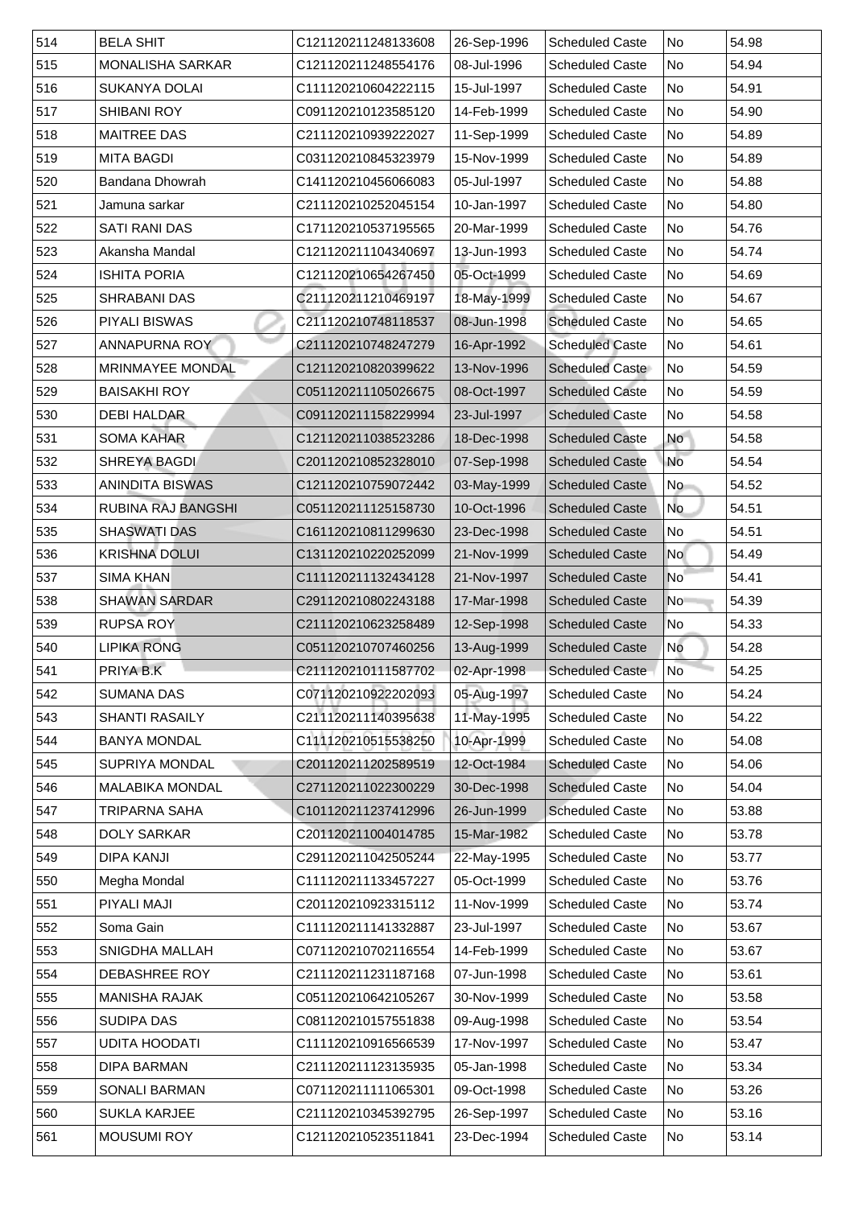| 514 | BELA SHIT | C121120211248133608 | 26-Sep-1996 | Scheduled Caste | No | 54.98 |
|---|---|---|---|---|---|---|
| 515 | MONALISHA SARKAR | C121120211248554176 | 08-Jul-1996 | Scheduled Caste | No | 54.94 |
| 516 | SUKANYA DOLAI | C111120210604222115 | 15-Jul-1997 | Scheduled Caste | No | 54.91 |
| 517 | SHIBANI ROY | C091120210123585120 | 14-Feb-1999 | Scheduled Caste | No | 54.90 |
| 518 | MAITREE DAS | C211120210939222027 | 11-Sep-1999 | Scheduled Caste | No | 54.89 |
| 519 | MITA BAGDI | C031120210845323979 | 15-Nov-1999 | Scheduled Caste | No | 54.89 |
| 520 | Bandana Dhowrah | C141120210456066083 | 05-Jul-1997 | Scheduled Caste | No | 54.88 |
| 521 | Jamuna sarkar | C211120210252045154 | 10-Jan-1997 | Scheduled Caste | No | 54.80 |
| 522 | SATI RANI DAS | C171120210537195565 | 20-Mar-1999 | Scheduled Caste | No | 54.76 |
| 523 | Akansha Mandal | C121120211104340697 | 13-Jun-1993 | Scheduled Caste | No | 54.74 |
| 524 | ISHITA PORIA | C121120210654267450 | 05-Oct-1999 | Scheduled Caste | No | 54.69 |
| 525 | SHRABANI DAS | C211120211210469197 | 18-May-1999 | Scheduled Caste | No | 54.67 |
| 526 | PIYALI BISWAS | C211120210748118537 | 08-Jun-1998 | Scheduled Caste | No | 54.65 |
| 527 | ANNAPURNA ROY | C211120210748247279 | 16-Apr-1992 | Scheduled Caste | No | 54.61 |
| 528 | MRINMAYEE MONDAL | C121120210820399622 | 13-Nov-1996 | Scheduled Caste | No | 54.59 |
| 529 | BAISAKHI ROY | C051120211105026675 | 08-Oct-1997 | Scheduled Caste | No | 54.59 |
| 530 | DEBI HALDAR | C091120211158229994 | 23-Jul-1997 | Scheduled Caste | No | 54.58 |
| 531 | SOMA KAHAR | C121120211038523286 | 18-Dec-1998 | Scheduled Caste | No | 54.58 |
| 532 | SHREYA BAGDI | C201120210852328010 | 07-Sep-1998 | Scheduled Caste | No | 54.54 |
| 533 | ANINDITA BISWAS | C121120210759072442 | 03-May-1999 | Scheduled Caste | No | 54.52 |
| 534 | RUBINA RAJ BANGSHI | C051120211125158730 | 10-Oct-1996 | Scheduled Caste | No | 54.51 |
| 535 | SHASWATI DAS | C161120210811299630 | 23-Dec-1998 | Scheduled Caste | No | 54.51 |
| 536 | KRISHNA DOLUI | C131120210220252099 | 21-Nov-1999 | Scheduled Caste | No | 54.49 |
| 537 | SIMA KHAN | C111120211132434128 | 21-Nov-1997 | Scheduled Caste | No | 54.41 |
| 538 | SHAWAN SARDAR | C291120210802243188 | 17-Mar-1998 | Scheduled Caste | No | 54.39 |
| 539 | RUPSA ROY | C211120210623258489 | 12-Sep-1998 | Scheduled Caste | No | 54.33 |
| 540 | LIPIKA RONG | C051120210707460256 | 13-Aug-1999 | Scheduled Caste | No | 54.28 |
| 541 | PRIYA B.K | C211120210111587702 | 02-Apr-1998 | Scheduled Caste | No | 54.25 |
| 542 | SUMANA DAS | C071120210922202093 | 05-Aug-1997 | Scheduled Caste | No | 54.24 |
| 543 | SHANTI RASAILY | C211120211140395638 | 11-May-1995 | Scheduled Caste | No | 54.22 |
| 544 | BANYA MONDAL | C111120210515538250 | 10-Apr-1999 | Scheduled Caste | No | 54.08 |
| 545 | SUPRIYA MONDAL | C201120211202589519 | 12-Oct-1984 | Scheduled Caste | No | 54.06 |
| 546 | MALABIKA MONDAL | C271120211022300229 | 30-Dec-1998 | Scheduled Caste | No | 54.04 |
| 547 | TRIPARNA SAHA | C101120211237412996 | 26-Jun-1999 | Scheduled Caste | No | 53.88 |
| 548 | DOLY SARKAR | C201120211004014785 | 15-Mar-1982 | Scheduled Caste | No | 53.78 |
| 549 | DIPA KANJI | C291120211042505244 | 22-May-1995 | Scheduled Caste | No | 53.77 |
| 550 | Megha Mondal | C111120211133457227 | 05-Oct-1999 | Scheduled Caste | No | 53.76 |
| 551 | PIYALI MAJI | C201120210923315112 | 11-Nov-1999 | Scheduled Caste | No | 53.74 |
| 552 | Soma Gain | C111120211141332887 | 23-Jul-1997 | Scheduled Caste | No | 53.67 |
| 553 | SNIGDHA MALLAH | C071120210702116554 | 14-Feb-1999 | Scheduled Caste | No | 53.67 |
| 554 | DEBASHREE ROY | C211120211231187168 | 07-Jun-1998 | Scheduled Caste | No | 53.61 |
| 555 | MANISHA RAJAK | C051120210642105267 | 30-Nov-1999 | Scheduled Caste | No | 53.58 |
| 556 | SUDIPA DAS | C081120210157551838 | 09-Aug-1998 | Scheduled Caste | No | 53.54 |
| 557 | UDITA HOODATI | C111120210916566539 | 17-Nov-1997 | Scheduled Caste | No | 53.47 |
| 558 | DIPA BARMAN | C211120211123135935 | 05-Jan-1998 | Scheduled Caste | No | 53.34 |
| 559 | SONALI BARMAN | C071120211111065301 | 09-Oct-1998 | Scheduled Caste | No | 53.26 |
| 560 | SUKLA KARJEE | C211120210345392795 | 26-Sep-1997 | Scheduled Caste | No | 53.16 |
| 561 | MOUSUMI ROY | C121120210523511841 | 23-Dec-1994 | Scheduled Caste | No | 53.14 |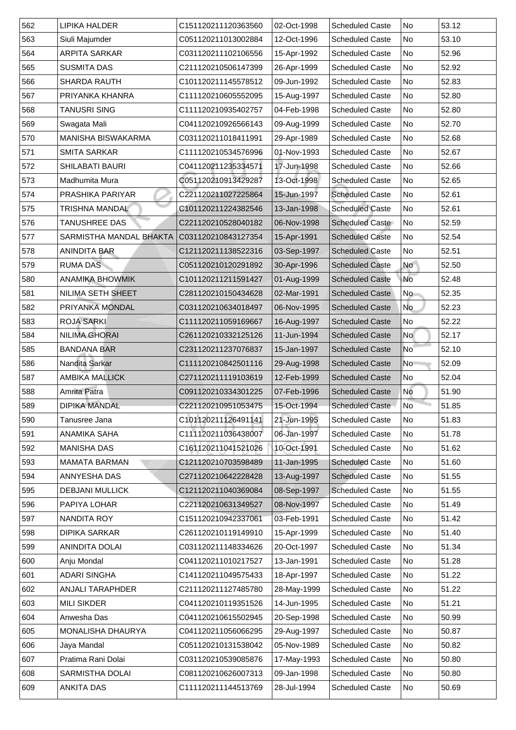| 562 | LIPIKA HALDER | C151120211120363560 | 02-Oct-1998 | Scheduled Caste | No | 53.12 |
|---|---|---|---|---|---|---|
| 563 | Siuli Majumder | C051120211013002884 | 12-Oct-1996 | Scheduled Caste | No | 53.10 |
| 564 | ARPITA SARKAR | C031120211102106556 | 15-Apr-1992 | Scheduled Caste | No | 52.96 |
| 565 | SUSMITA DAS | C211120210506147399 | 26-Apr-1999 | Scheduled Caste | No | 52.92 |
| 566 | SHARDA RAUTH | C101120211145578512 | 09-Jun-1992 | Scheduled Caste | No | 52.83 |
| 567 | PRIYANKA KHANRA | C111120210605552095 | 15-Aug-1997 | Scheduled Caste | No | 52.80 |
| 568 | TANUSRI SING | C111120210935402757 | 04-Feb-1998 | Scheduled Caste | No | 52.80 |
| 569 | Swagata Mali | C041120210926566143 | 09-Aug-1999 | Scheduled Caste | No | 52.70 |
| 570 | MANISHA BISWAKARMA | C031120211018411991 | 29-Apr-1989 | Scheduled Caste | No | 52.68 |
| 571 | SMITA SARKAR | C111120210534576996 | 01-Nov-1993 | Scheduled Caste | No | 52.67 |
| 572 | SHILABATI BAURI | C041120211235334571 | 17-Jun-1998 | Scheduled Caste | No | 52.66 |
| 573 | Madhumita Mura | C051120210913429287 | 13-Oct-1998 | Scheduled Caste | No | 52.65 |
| 574 | PRASHIKA PARIYAR | C221120211027225864 | 15-Jun-1997 | Scheduled Caste | No | 52.61 |
| 575 | TRISHNA MANDAL | C101120211224382546 | 13-Jan-1998 | Scheduled Caste | No | 52.61 |
| 576 | TANUSHREE DAS | C221120210528040182 | 06-Nov-1998 | Scheduled Caste | No | 52.59 |
| 577 | SARMISTHA MANDAL BHAKTA | C031120210843127354 | 15-Apr-1991 | Scheduled Caste | No | 52.54 |
| 578 | ANINDITA BAR | C121120211138522316 | 03-Sep-1997 | Scheduled Caste | No | 52.51 |
| 579 | RUMA DAS | C051120210120291892 | 30-Apr-1996 | Scheduled Caste | No | 52.50 |
| 580 | ANAMIKA BHOWMIK | C101120211211591427 | 01-Aug-1999 | Scheduled Caste | No | 52.48 |
| 581 | NILIMA SETH SHEET | C281120210150434628 | 02-Mar-1991 | Scheduled Caste | No | 52.35 |
| 582 | PRIYANKA MONDAL | C031120210634018497 | 06-Nov-1995 | Scheduled Caste | No | 52.23 |
| 583 | ROJA SARKI | C111120211059169667 | 16-Aug-1997 | Scheduled Caste | No | 52.22 |
| 584 | NILIMA GHORAI | C261120210332125126 | 11-Jun-1994 | Scheduled Caste | No | 52.17 |
| 585 | BANDANA BAR | C231120211237076837 | 15-Jan-1997 | Scheduled Caste | No | 52.10 |
| 586 | Nandita Sarkar | C111120210842501116 | 29-Aug-1998 | Scheduled Caste | No | 52.09 |
| 587 | AMBIKA MALLICK | C271120211119103619 | 12-Feb-1999 | Scheduled Caste | No | 52.04 |
| 588 | Amrita Patra | C091120210334301225 | 07-Feb-1996 | Scheduled Caste | No | 51.90 |
| 589 | DIPIKA MANDAL | C221120210951053475 | 15-Oct-1994 | Scheduled Caste | No | 51.85 |
| 590 | Tanusree Jana | C101120211126491141 | 21-Jun-1995 | Scheduled Caste | No | 51.83 |
| 591 | ANAMIKA SAHA | C111120211036438007 | 06-Jan-1997 | Scheduled Caste | No | 51.78 |
| 592 | MANISHA DAS | C161120211041521026 | 10-Oct-1991 | Scheduled Caste | No | 51.62 |
| 593 | MAMATA BARMAN | C121120210703598489 | 11-Jan-1995 | Scheduled Caste | No | 51.60 |
| 594 | ANNYESHA DAS | C271120210642228428 | 13-Aug-1997 | Scheduled Caste | No | 51.55 |
| 595 | DEBJANI MULLICK | C121120211040369084 | 08-Sep-1997 | Scheduled Caste | No | 51.55 |
| 596 | PAPIYA LOHAR | C221120210631349527 | 08-Nov-1997 | Scheduled Caste | No | 51.49 |
| 597 | NANDITA ROY | C151120210942337061 | 03-Feb-1991 | Scheduled Caste | No | 51.42 |
| 598 | DIPIKA SARKAR | C261120210119149910 | 15-Apr-1999 | Scheduled Caste | No | 51.40 |
| 599 | ANINDITA DOLAI | C031120211148334626 | 20-Oct-1997 | Scheduled Caste | No | 51.34 |
| 600 | Anju Mondal | C041120211010217527 | 13-Jan-1991 | Scheduled Caste | No | 51.28 |
| 601 | ADARI SINGHA | C141120211049575433 | 18-Apr-1997 | Scheduled Caste | No | 51.22 |
| 602 | ANJALI TARAPHDER | C211120211127485780 | 28-May-1999 | Scheduled Caste | No | 51.22 |
| 603 | MILI SIKDER | C041120210119351526 | 14-Jun-1995 | Scheduled Caste | No | 51.21 |
| 604 | Anwesha Das | C041120210615502945 | 20-Sep-1998 | Scheduled Caste | No | 50.99 |
| 605 | MONALISHA DHAURYA | C041120211056066295 | 29-Aug-1997 | Scheduled Caste | No | 50.87 |
| 606 | Jaya Mandal | C051120210131538042 | 05-Nov-1989 | Scheduled Caste | No | 50.82 |
| 607 | Pratima Rani Dolai | C031120210539085876 | 17-May-1993 | Scheduled Caste | No | 50.80 |
| 608 | SARMISTHA DOLAI | C081120210626007313 | 09-Jan-1998 | Scheduled Caste | No | 50.80 |
| 609 | ANKITA DAS | C111120211144513769 | 28-Jul-1994 | Scheduled Caste | No | 50.69 |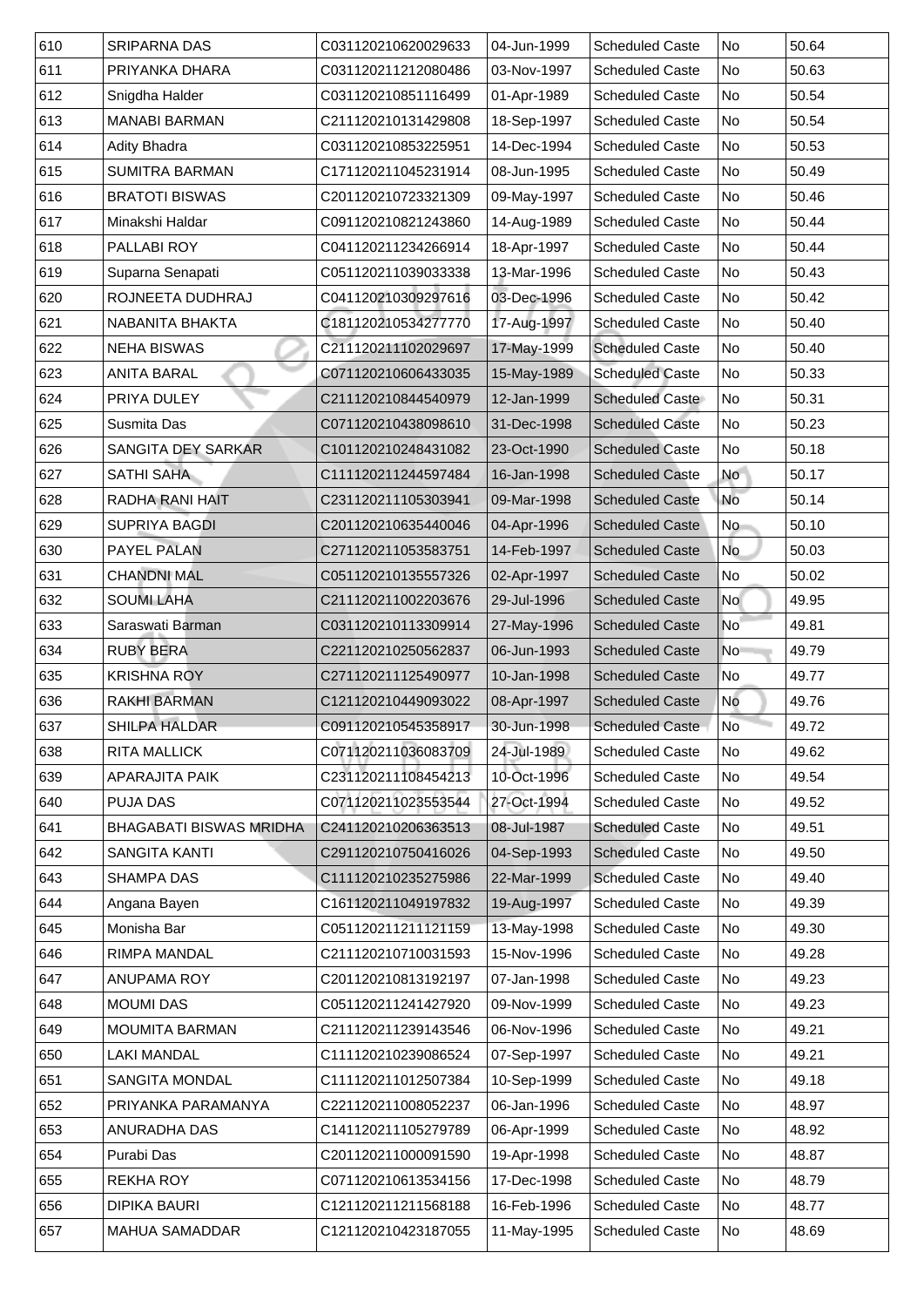| 610 | SRIPARNA DAS | C031120210620029633 | 04-Jun-1999 | Scheduled Caste | No | 50.64 |
|---|---|---|---|---|---|---|
| 611 | PRIYANKA DHARA | C031120211212080486 | 03-Nov-1997 | Scheduled Caste | No | 50.63 |
| 612 | Snigdha Halder | C031120210851116499 | 01-Apr-1989 | Scheduled Caste | No | 50.54 |
| 613 | MANABI BARMAN | C211120210131429808 | 18-Sep-1997 | Scheduled Caste | No | 50.54 |
| 614 | Adity Bhadra | C031120210853225951 | 14-Dec-1994 | Scheduled Caste | No | 50.53 |
| 615 | SUMITRA BARMAN | C171120211045231914 | 08-Jun-1995 | Scheduled Caste | No | 50.49 |
| 616 | BRATOTI BISWAS | C201120210723321309 | 09-May-1997 | Scheduled Caste | No | 50.46 |
| 617 | Minakshi Haldar | C091120210821243860 | 14-Aug-1989 | Scheduled Caste | No | 50.44 |
| 618 | PALLABI ROY | C041120211234266914 | 18-Apr-1997 | Scheduled Caste | No | 50.44 |
| 619 | Suparna Senapati | C051120211039033338 | 13-Mar-1996 | Scheduled Caste | No | 50.43 |
| 620 | ROJNEETA DUDHRAJ | C041120210309297616 | 03-Dec-1996 | Scheduled Caste | No | 50.42 |
| 621 | NABANITA BHAKTA | C181120210534277770 | 17-Aug-1997 | Scheduled Caste | No | 50.40 |
| 622 | NEHA BISWAS | C211120211102029697 | 17-May-1999 | Scheduled Caste | No | 50.40 |
| 623 | ANITA BARAL | C071120210606433035 | 15-May-1989 | Scheduled Caste | No | 50.33 |
| 624 | PRIYA DULEY | C211120210844540979 | 12-Jan-1999 | Scheduled Caste | No | 50.31 |
| 625 | Susmita Das | C071120210438098610 | 31-Dec-1998 | Scheduled Caste | No | 50.23 |
| 626 | SANGITA DEY SARKAR | C101120210248431082 | 23-Oct-1990 | Scheduled Caste | No | 50.18 |
| 627 | SATHI SAHA | C111120211244597484 | 16-Jan-1998 | Scheduled Caste | No | 50.17 |
| 628 | RADHA RANI HAIT | C231120211105303941 | 09-Mar-1998 | Scheduled Caste | No | 50.14 |
| 629 | SUPRIYA BAGDI | C201120210635440046 | 04-Apr-1996 | Scheduled Caste | No | 50.10 |
| 630 | PAYEL PALAN | C271120211053583751 | 14-Feb-1997 | Scheduled Caste | No | 50.03 |
| 631 | CHANDNI MAL | C051120210135557326 | 02-Apr-1997 | Scheduled Caste | No | 50.02 |
| 632 | SOUMI LAHA | C211120211002203676 | 29-Jul-1996 | Scheduled Caste | No | 49.95 |
| 633 | Saraswati Barman | C031120210113309914 | 27-May-1996 | Scheduled Caste | No | 49.81 |
| 634 | RUBY BERA | C221120210250562837 | 06-Jun-1993 | Scheduled Caste | No | 49.79 |
| 635 | KRISHNA ROY | C271120211125490977 | 10-Jan-1998 | Scheduled Caste | No | 49.77 |
| 636 | RAKHI BARMAN | C121120210449093022 | 08-Apr-1997 | Scheduled Caste | No | 49.76 |
| 637 | SHILPA HALDAR | C091120210545358917 | 30-Jun-1998 | Scheduled Caste | No | 49.72 |
| 638 | RITA MALLICK | C071120211036083709 | 24-Jul-1989 | Scheduled Caste | No | 49.62 |
| 639 | APARAJITA PAIK | C231120211108454213 | 10-Oct-1996 | Scheduled Caste | No | 49.54 |
| 640 | PUJA DAS | C071120211023553544 | 27-Oct-1994 | Scheduled Caste | No | 49.52 |
| 641 | BHAGABATI BISWAS MRIDHA | C241120210206363513 | 08-Jul-1987 | Scheduled Caste | No | 49.51 |
| 642 | SANGITA KANTI | C291120210750416026 | 04-Sep-1993 | Scheduled Caste | No | 49.50 |
| 643 | SHAMPA DAS | C111120210235275986 | 22-Mar-1999 | Scheduled Caste | No | 49.40 |
| 644 | Angana Bayen | C161120211049197832 | 19-Aug-1997 | Scheduled Caste | No | 49.39 |
| 645 | Monisha Bar | C051120211211121159 | 13-May-1998 | Scheduled Caste | No | 49.30 |
| 646 | RIMPA MANDAL | C211120210710031593 | 15-Nov-1996 | Scheduled Caste | No | 49.28 |
| 647 | ANUPAMA ROY | C201120210813192197 | 07-Jan-1998 | Scheduled Caste | No | 49.23 |
| 648 | MOUMI DAS | C051120211241427920 | 09-Nov-1999 | Scheduled Caste | No | 49.23 |
| 649 | MOUMITA BARMAN | C211120211239143546 | 06-Nov-1996 | Scheduled Caste | No | 49.21 |
| 650 | LAKI MANDAL | C111120210239086524 | 07-Sep-1997 | Scheduled Caste | No | 49.21 |
| 651 | SANGITA MONDAL | C111120211012507384 | 10-Sep-1999 | Scheduled Caste | No | 49.18 |
| 652 | PRIYANKA PARAMANYA | C221120211008052237 | 06-Jan-1996 | Scheduled Caste | No | 48.97 |
| 653 | ANURADHA DAS | C141120211105279789 | 06-Apr-1999 | Scheduled Caste | No | 48.92 |
| 654 | Purabi Das | C201120211000091590 | 19-Apr-1998 | Scheduled Caste | No | 48.87 |
| 655 | REKHA ROY | C071120210613534156 | 17-Dec-1998 | Scheduled Caste | No | 48.79 |
| 656 | DIPIKA BAURI | C121120211211568188 | 16-Feb-1996 | Scheduled Caste | No | 48.77 |
| 657 | MAHUA SAMADDAR | C121120210423187055 | 11-May-1995 | Scheduled Caste | No | 48.69 |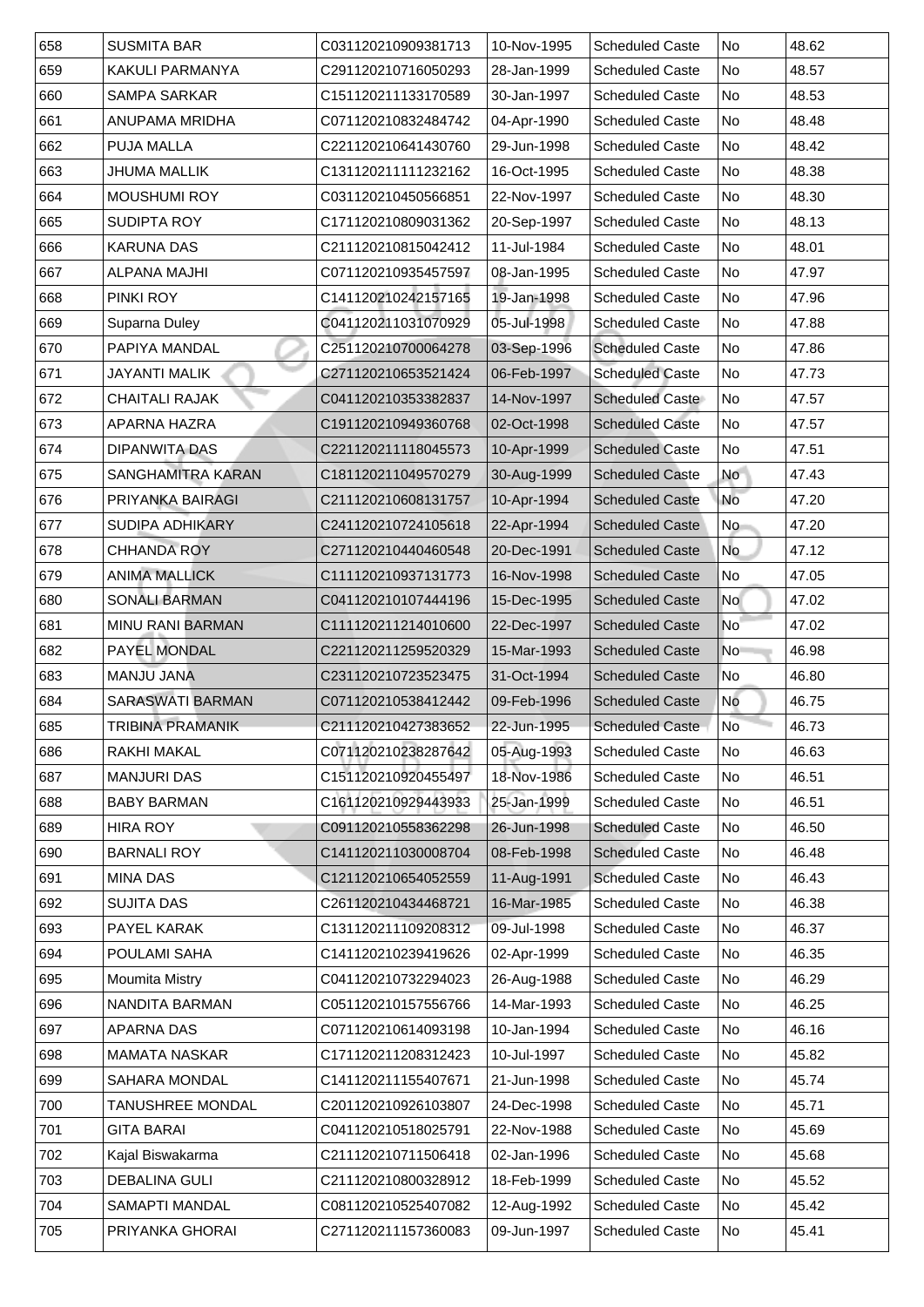| 658 | SUSMITA BAR | C031120210909381713 | 10-Nov-1995 | Scheduled Caste | No | 48.62 |
|---|---|---|---|---|---|---|
| 659 | KAKULI PARMANYA | C291120210716050293 | 28-Jan-1999 | Scheduled Caste | No | 48.57 |
| 660 | SAMPA SARKAR | C151120211133170589 | 30-Jan-1997 | Scheduled Caste | No | 48.53 |
| 661 | ANUPAMA MRIDHA | C071120210832484742 | 04-Apr-1990 | Scheduled Caste | No | 48.48 |
| 662 | PUJA MALLA | C221120210641430760 | 29-Jun-1998 | Scheduled Caste | No | 48.42 |
| 663 | JHUMA MALLIK | C131120211111232162 | 16-Oct-1995 | Scheduled Caste | No | 48.38 |
| 664 | MOUSHUMI ROY | C031120210450566851 | 22-Nov-1997 | Scheduled Caste | No | 48.30 |
| 665 | SUDIPTA ROY | C171120210809031362 | 20-Sep-1997 | Scheduled Caste | No | 48.13 |
| 666 | KARUNA DAS | C211120210815042412 | 11-Jul-1984 | Scheduled Caste | No | 48.01 |
| 667 | ALPANA MAJHI | C071120210935457597 | 08-Jan-1995 | Scheduled Caste | No | 47.97 |
| 668 | PINKI ROY | C141120210242157165 | 19-Jan-1998 | Scheduled Caste | No | 47.96 |
| 669 | Suparna Duley | C041120211031070929 | 05-Jul-1998 | Scheduled Caste | No | 47.88 |
| 670 | PAPIYA MANDAL | C251120210700064278 | 03-Sep-1996 | Scheduled Caste | No | 47.86 |
| 671 | JAYANTI MALIK | C271120210653521424 | 06-Feb-1997 | Scheduled Caste | No | 47.73 |
| 672 | CHAITALI RAJAK | C041120210353382837 | 14-Nov-1997 | Scheduled Caste | No | 47.57 |
| 673 | APARNA HAZRA | C191120210949360768 | 02-Oct-1998 | Scheduled Caste | No | 47.57 |
| 674 | DIPANWITA DAS | C221120211118045573 | 10-Apr-1999 | Scheduled Caste | No | 47.51 |
| 675 | SANGHAMITRA KARAN | C181120211049570279 | 30-Aug-1999 | Scheduled Caste | No | 47.43 |
| 676 | PRIYANKA BAIRAGI | C211120210608131757 | 10-Apr-1994 | Scheduled Caste | No | 47.20 |
| 677 | SUDIPA ADHIKARY | C241120210724105618 | 22-Apr-1994 | Scheduled Caste | No | 47.20 |
| 678 | CHHANDA ROY | C271120210440460548 | 20-Dec-1991 | Scheduled Caste | No | 47.12 |
| 679 | ANIMA MALLICK | C111120210937131773 | 16-Nov-1998 | Scheduled Caste | No | 47.05 |
| 680 | SONALI BARMAN | C041120210107444196 | 15-Dec-1995 | Scheduled Caste | No | 47.02 |
| 681 | MINU RANI BARMAN | C111120211214010600 | 22-Dec-1997 | Scheduled Caste | No | 47.02 |
| 682 | PAYEL MONDAL | C221120211259520329 | 15-Mar-1993 | Scheduled Caste | No | 46.98 |
| 683 | MANJU JANA | C231120210723523475 | 31-Oct-1994 | Scheduled Caste | No | 46.80 |
| 684 | SARASWATI BARMAN | C071120210538412442 | 09-Feb-1996 | Scheduled Caste | No | 46.75 |
| 685 | TRIBINA PRAMANIK | C211120210427383652 | 22-Jun-1995 | Scheduled Caste | No | 46.73 |
| 686 | RAKHI MAKAL | C071120210238287642 | 05-Aug-1993 | Scheduled Caste | No | 46.63 |
| 687 | MANJURI DAS | C151120210920455497 | 18-Nov-1986 | Scheduled Caste | No | 46.51 |
| 688 | BABY BARMAN | C161120210929443933 | 25-Jan-1999 | Scheduled Caste | No | 46.51 |
| 689 | HIRA ROY | C091120210558362298 | 26-Jun-1998 | Scheduled Caste | No | 46.50 |
| 690 | BARNALI ROY | C141120211030008704 | 08-Feb-1998 | Scheduled Caste | No | 46.48 |
| 691 | MINA DAS | C121120210654052559 | 11-Aug-1991 | Scheduled Caste | No | 46.43 |
| 692 | SUJITA DAS | C261120210434468721 | 16-Mar-1985 | Scheduled Caste | No | 46.38 |
| 693 | PAYEL KARAK | C131120211109208312 | 09-Jul-1998 | Scheduled Caste | No | 46.37 |
| 694 | POULAMI SAHA | C141120210239419626 | 02-Apr-1999 | Scheduled Caste | No | 46.35 |
| 695 | Moumita Mistry | C041120210732294023 | 26-Aug-1988 | Scheduled Caste | No | 46.29 |
| 696 | NANDITA BARMAN | C051120210157556766 | 14-Mar-1993 | Scheduled Caste | No | 46.25 |
| 697 | APARNA DAS | C071120210614093198 | 10-Jan-1994 | Scheduled Caste | No | 46.16 |
| 698 | MAMATA NASKAR | C171120211208312423 | 10-Jul-1997 | Scheduled Caste | No | 45.82 |
| 699 | SAHARA MONDAL | C141120211155407671 | 21-Jun-1998 | Scheduled Caste | No | 45.74 |
| 700 | TANUSHREE MONDAL | C201120210926103807 | 24-Dec-1998 | Scheduled Caste | No | 45.71 |
| 701 | GITA BARAI | C041120210518025791 | 22-Nov-1988 | Scheduled Caste | No | 45.69 |
| 702 | Kajal Biswakarma | C211120210711506418 | 02-Jan-1996 | Scheduled Caste | No | 45.68 |
| 703 | DEBALINA GULI | C211120210800328912 | 18-Feb-1999 | Scheduled Caste | No | 45.52 |
| 704 | SAMAPTI MANDAL | C081120210525407082 | 12-Aug-1992 | Scheduled Caste | No | 45.42 |
| 705 | PRIYANKA GHORAI | C271120211157360083 | 09-Jun-1997 | Scheduled Caste | No | 45.41 |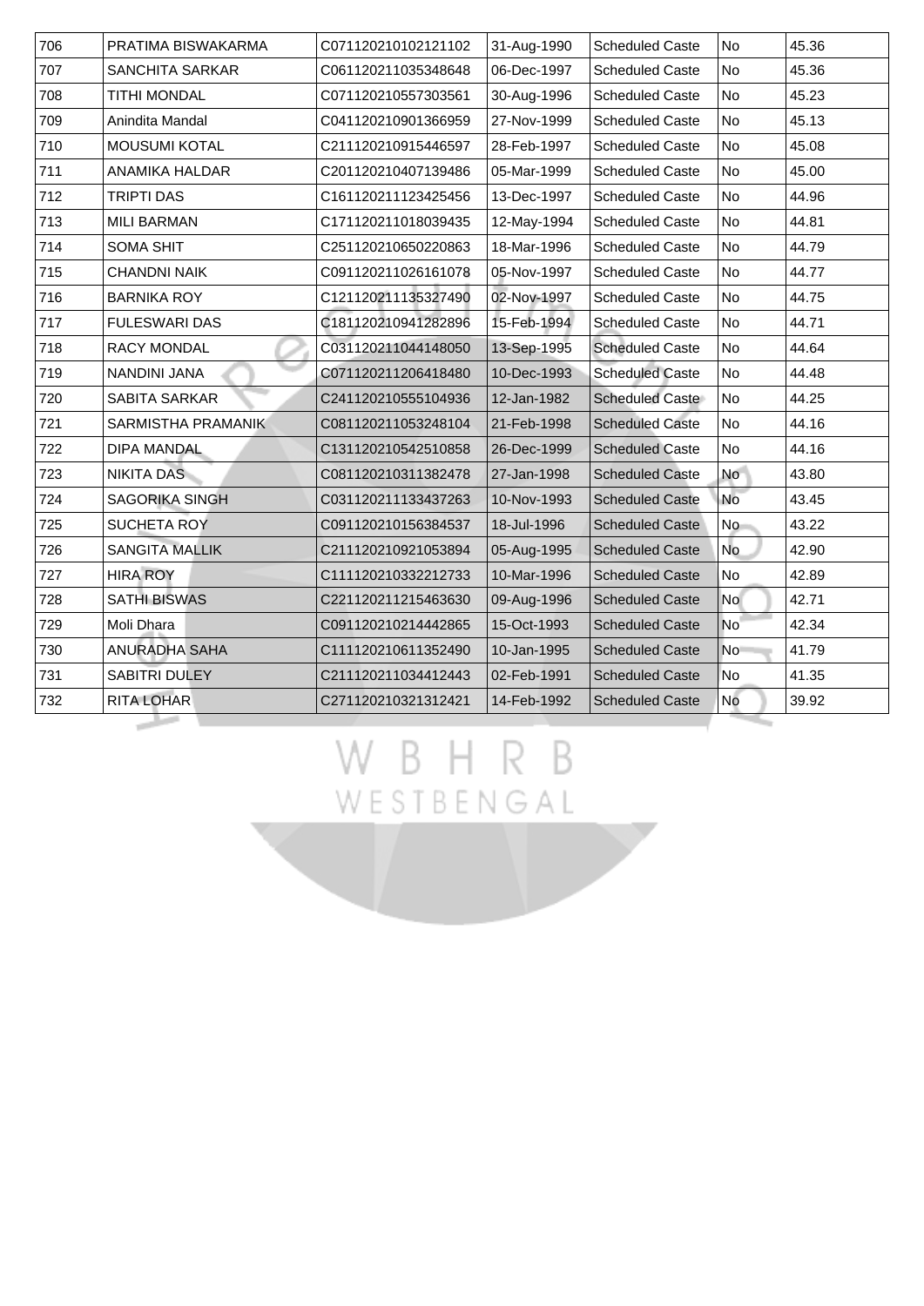| | | | | | | |
|---|---|---|---|---|---|---|
| 706 | PRATIMA BISWAKARMA | C071120210102121102 | 31-Aug-1990 | Scheduled Caste | No | 45.36 |
| 707 | SANCHITA SARKAR | C061120211035348648 | 06-Dec-1997 | Scheduled Caste | No | 45.36 |
| 708 | TITHI MONDAL | C071120210557303561 | 30-Aug-1996 | Scheduled Caste | No | 45.23 |
| 709 | Anindita Mandal | C041120210901366959 | 27-Nov-1999 | Scheduled Caste | No | 45.13 |
| 710 | MOUSUMI KOTAL | C211120210915446597 | 28-Feb-1997 | Scheduled Caste | No | 45.08 |
| 711 | ANAMIKA HALDAR | C201120210407139486 | 05-Mar-1999 | Scheduled Caste | No | 45.00 |
| 712 | TRIPTI DAS | C161120211123425456 | 13-Dec-1997 | Scheduled Caste | No | 44.96 |
| 713 | MILI BARMAN | C171120211018039435 | 12-May-1994 | Scheduled Caste | No | 44.81 |
| 714 | SOMA SHIT | C251120210650220863 | 18-Mar-1996 | Scheduled Caste | No | 44.79 |
| 715 | CHANDNI NAIK | C091120211026161078 | 05-Nov-1997 | Scheduled Caste | No | 44.77 |
| 716 | BARNIKA ROY | C121120211135327490 | 02-Nov-1997 | Scheduled Caste | No | 44.75 |
| 717 | FULESWARI DAS | C181120210941282896 | 15-Feb-1994 | Scheduled Caste | No | 44.71 |
| 718 | RACY MONDAL | C031120211044148050 | 13-Sep-1995 | Scheduled Caste | No | 44.64 |
| 719 | NANDINI JANA | C071120211206418480 | 10-Dec-1993 | Scheduled Caste | No | 44.48 |
| 720 | SABITA SARKAR | C241120210555104936 | 12-Jan-1982 | Scheduled Caste | No | 44.25 |
| 721 | SARMISTHA PRAMANIK | C081120211053248104 | 21-Feb-1998 | Scheduled Caste | No | 44.16 |
| 722 | DIPA MANDAL | C131120210542510858 | 26-Dec-1999 | Scheduled Caste | No | 44.16 |
| 723 | NIKITA DAS | C081120210311382478 | 27-Jan-1998 | Scheduled Caste | No | 43.80 |
| 724 | SAGORIKA SINGH | C031120211133437263 | 10-Nov-1993 | Scheduled Caste | No | 43.45 |
| 725 | SUCHETA ROY | C091120210156384537 | 18-Jul-1996 | Scheduled Caste | No | 43.22 |
| 726 | SANGITA MALLIK | C211120210921053894 | 05-Aug-1995 | Scheduled Caste | No | 42.90 |
| 727 | HIRA ROY | C111120210332212733 | 10-Mar-1996 | Scheduled Caste | No | 42.89 |
| 728 | SATHI BISWAS | C221120211215463630 | 09-Aug-1996 | Scheduled Caste | No | 42.71 |
| 729 | Moli Dhara | C091120210214442865 | 15-Oct-1993 | Scheduled Caste | No | 42.34 |
| 730 | ANURADHA SAHA | C111120210611352490 | 10-Jan-1995 | Scheduled Caste | No | 41.79 |
| 731 | SABITRI DULEY | C211120211034412443 | 02-Feb-1991 | Scheduled Caste | No | 41.35 |
| 732 | RITA LOHAR | C271120210321312421 | 14-Feb-1992 | Scheduled Caste | No | 39.92 |